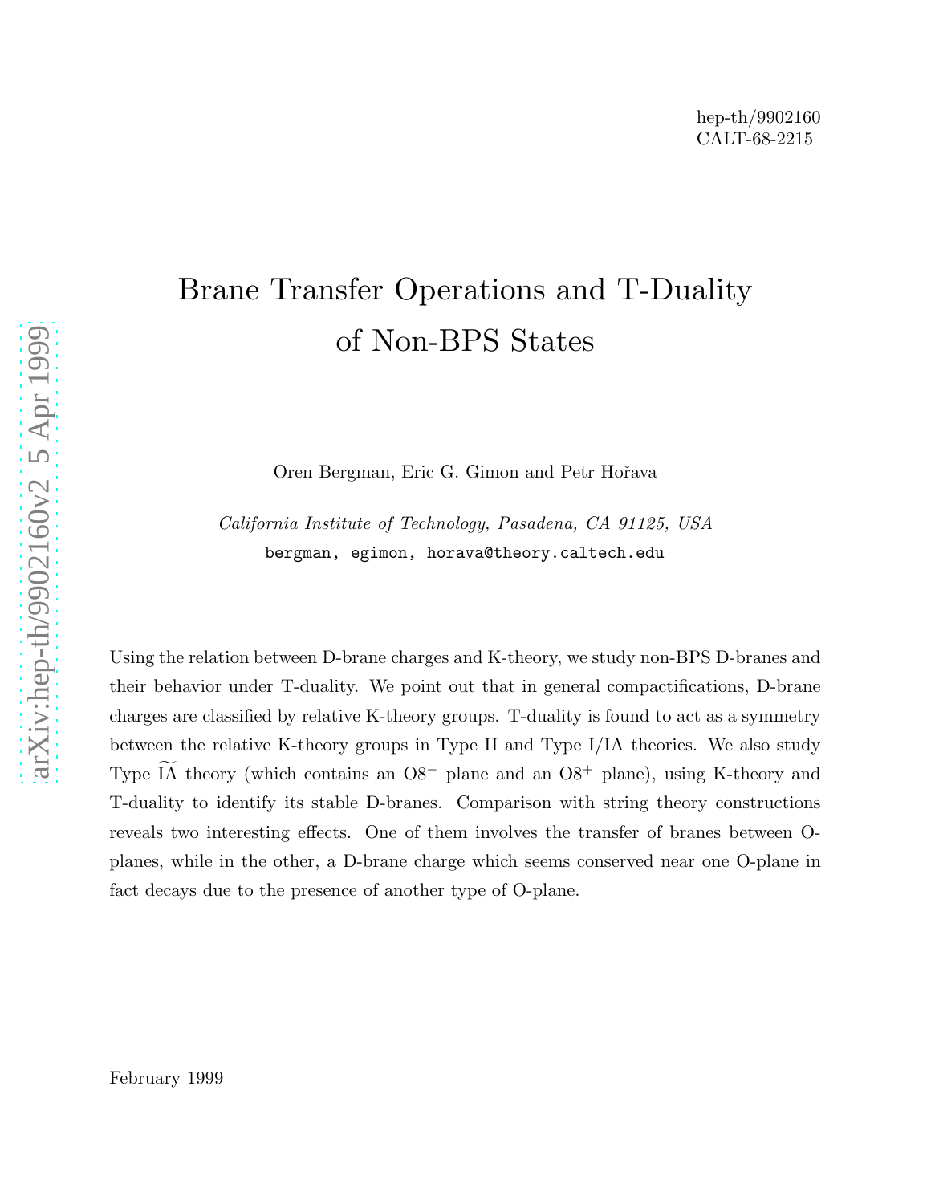hep-th/9902160
CALT-68-2215

# Brane Transfer Operations and T-Duality of Non-BPS States

Oren Bergman, Eric G. Gimon and Petr Hořava

*California Institute of Technology, Pasadena, CA 91125, USA*
`bergman, egimon, horava@theory.caltech.edu`

Using the relation between D-brane charges and K-theory, we study non-BPS D-branes and their behavior under T-duality. We point out that in general compactifications, D-brane charges are classified by relative K-theory groups. T-duality is found to act as a symmetry between the relative K-theory groups in Type II and Type I/IA theories. We also study Type $\widetilde{\mathrm{IA}}$ theory (which contains an $\mathrm{O8}^-$ plane and an $\mathrm{O8}^+$ plane), using K-theory and T-duality to identify its stable D-branes. Comparison with string theory constructions reveals two interesting effects. One of them involves the transfer of branes between O-planes, while in the other, a D-brane charge which seems conserved near one O-plane in fact decays due to the presence of another type of O-plane.

February 1999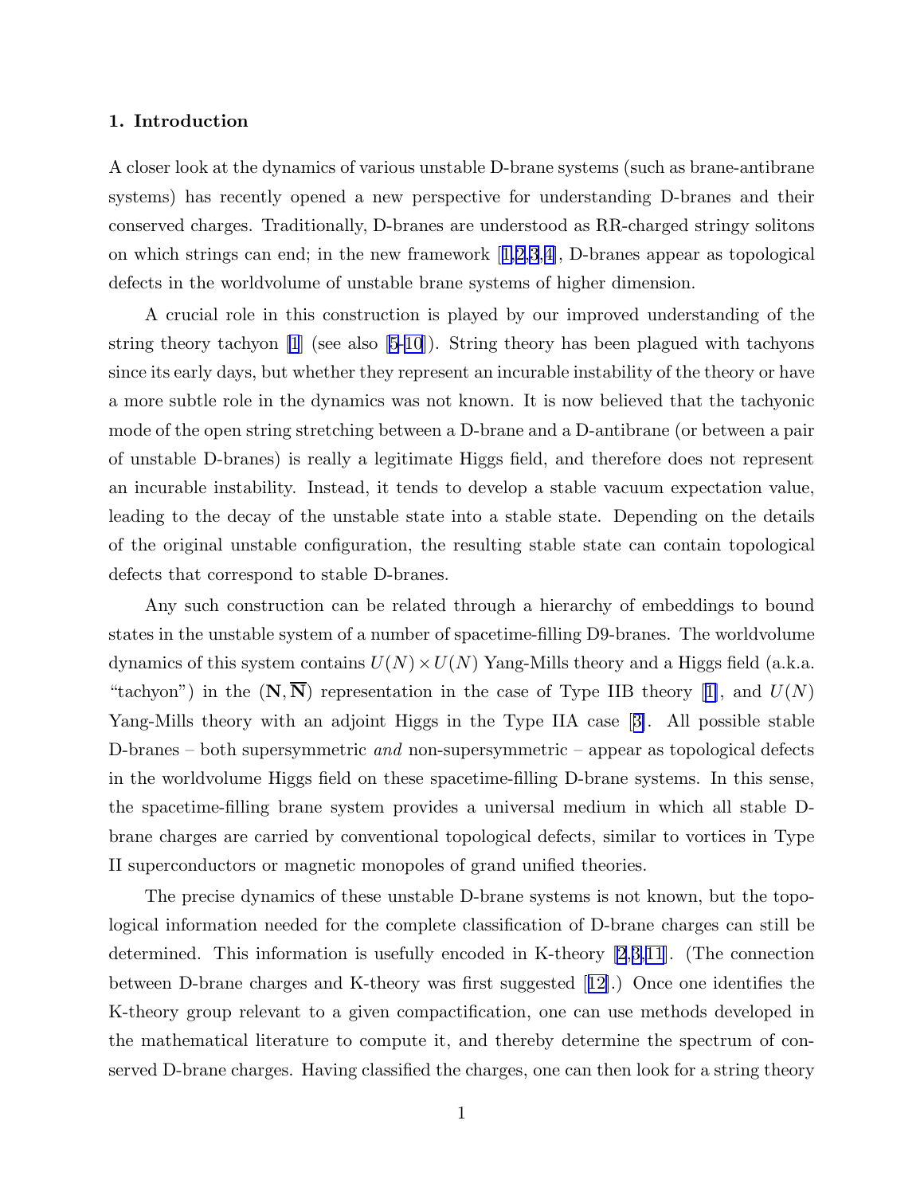## 1. Introduction

A closer look at the dynamics of various unstable D-brane systems (such as brane-antibrane systems) has recently opened a new perspective for understanding D-branes and their conserved charges. Traditionally, D-branes are understood as RR-charged stringy solitons on which strings can end; in the new framework [1,2,3,4], D-branes appear as topological defects in the worldvolume of unstable brane systems of higher dimension.

A crucial role in this construction is played by our improved understanding of the string theory tachyon [1] (see also [5-10]). String theory has been plagued with tachyons since its early days, but whether they represent an incurable instability of the theory or have a more subtle role in the dynamics was not known. It is now believed that the tachyonic mode of the open string stretching between a D-brane and a D-antibrane (or between a pair of unstable D-branes) is really a legitimate Higgs field, and therefore does not represent an incurable instability. Instead, it tends to develop a stable vacuum expectation value, leading to the decay of the unstable state into a stable state. Depending on the details of the original unstable configuration, the resulting stable state can contain topological defects that correspond to stable D-branes.

Any such construction can be related through a hierarchy of embeddings to bound states in the unstable system of a number of spacetime-filling D9-branes. The worldvolume dynamics of this system contains $U(N)\times U(N)$ Yang-Mills theory and a Higgs field (a.k.a. "tachyon") in the $(\mathbf{N},\overline{\mathbf{N}})$ representation in the case of Type IIB theory [1], and $U(N)$ Yang-Mills theory with an adjoint Higgs in the Type IIA case [3]. All possible stable D-branes – both supersymmetric *and* non-supersymmetric – appear as topological defects in the worldvolume Higgs field on these spacetime-filling D-brane systems. In this sense, the spacetime-filling brane system provides a universal medium in which all stable D-brane charges are carried by conventional topological defects, similar to vortices in Type II superconductors or magnetic monopoles of grand unified theories.

The precise dynamics of these unstable D-brane systems is not known, but the topological information needed for the complete classification of D-brane charges can still be determined. This information is usefully encoded in K-theory [2,3,11]. (The connection between D-brane charges and K-theory was first suggested [12].) Once one identifies the K-theory group relevant to a given compactification, one can use methods developed in the mathematical literature to compute it, and thereby determine the spectrum of conserved D-brane charges. Having classified the charges, one can then look for a string theory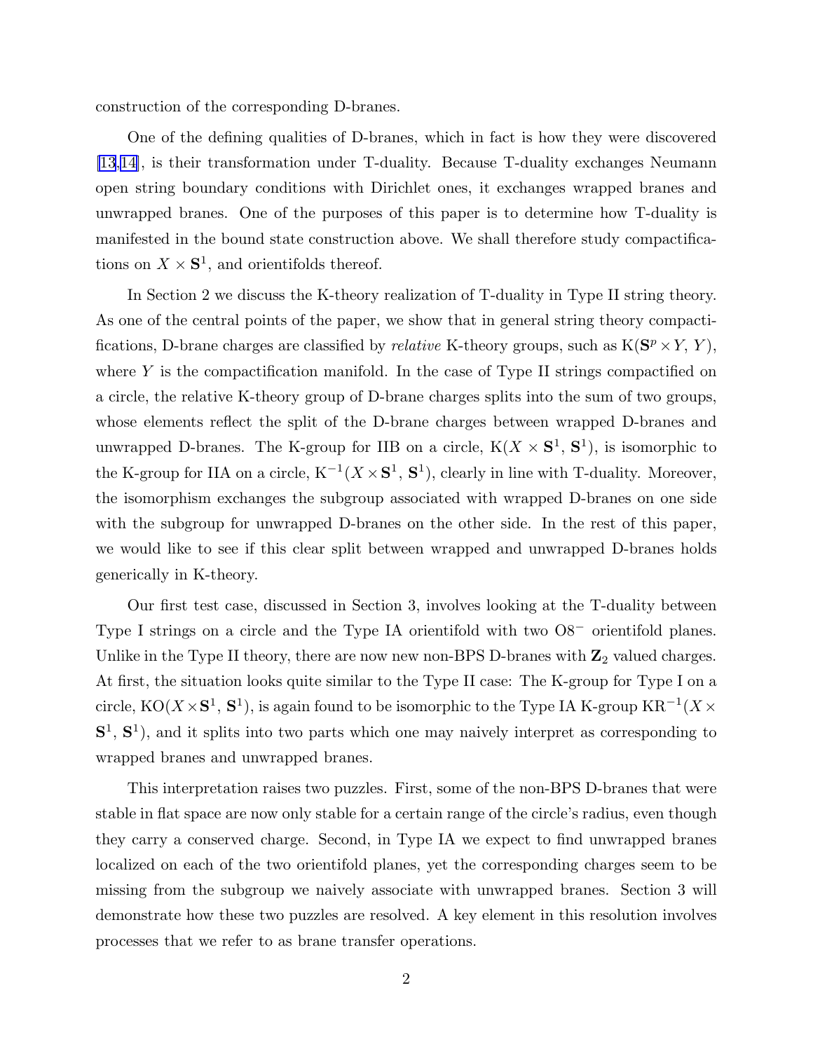construction of the corresponding D-branes.

One of the defining qualities of D-branes, which in fact is how they were discovered [13,14], is their transformation under T-duality. Because T-duality exchanges Neumann open string boundary conditions with Dirichlet ones, it exchanges wrapped branes and unwrapped branes. One of the purposes of this paper is to determine how T-duality is manifested in the bound state construction above. We shall therefore study compactifications on $X \times \mathbf{S}^1$, and orientifolds thereof.

In Section 2 we discuss the K-theory realization of T-duality in Type II string theory. As one of the central points of the paper, we show that in general string theory compactifications, D-brane charges are classified by *relative* K-theory groups, such as $\mathrm{K}(\mathbf{S}^p \times Y, Y)$, where $Y$ is the compactification manifold. In the case of Type II strings compactified on a circle, the relative K-theory group of D-brane charges splits into the sum of two groups, whose elements reflect the split of the D-brane charges between wrapped D-branes and unwrapped D-branes. The K-group for IIB on a circle, $\mathrm{K}(X \times \mathbf{S}^1, \mathbf{S}^1)$, is isomorphic to the K-group for IIA on a circle, $\mathrm{K}^{-1}(X \times \mathbf{S}^1, \mathbf{S}^1)$, clearly in line with T-duality. Moreover, the isomorphism exchanges the subgroup associated with wrapped D-branes on one side with the subgroup for unwrapped D-branes on the other side. In the rest of this paper, we would like to see if this clear split between wrapped and unwrapped D-branes holds generically in K-theory.

Our first test case, discussed in Section 3, involves looking at the T-duality between Type I strings on a circle and the Type IA orientifold with two $\mathrm{O8}^-$ orientifold planes. Unlike in the Type II theory, there are now new non-BPS D-branes with $\mathbf{Z}_2$ valued charges. At first, the situation looks quite similar to the Type II case: The K-group for Type I on a circle, $\mathrm{KO}(X \times \mathbf{S}^1, \mathbf{S}^1)$, is again found to be isomorphic to the Type IA K-group $\mathrm{KR}^{-1}(X \times \mathbf{S}^1, \mathbf{S}^1)$, and it splits into two parts which one may naively interpret as corresponding to wrapped branes and unwrapped branes.

This interpretation raises two puzzles. First, some of the non-BPS D-branes that were stable in flat space are now only stable for a certain range of the circle's radius, even though they carry a conserved charge. Second, in Type IA we expect to find unwrapped branes localized on each of the two orientifold planes, yet the corresponding charges seem to be missing from the subgroup we naively associate with unwrapped branes. Section 3 will demonstrate how these two puzzles are resolved. A key element in this resolution involves processes that we refer to as brane transfer operations.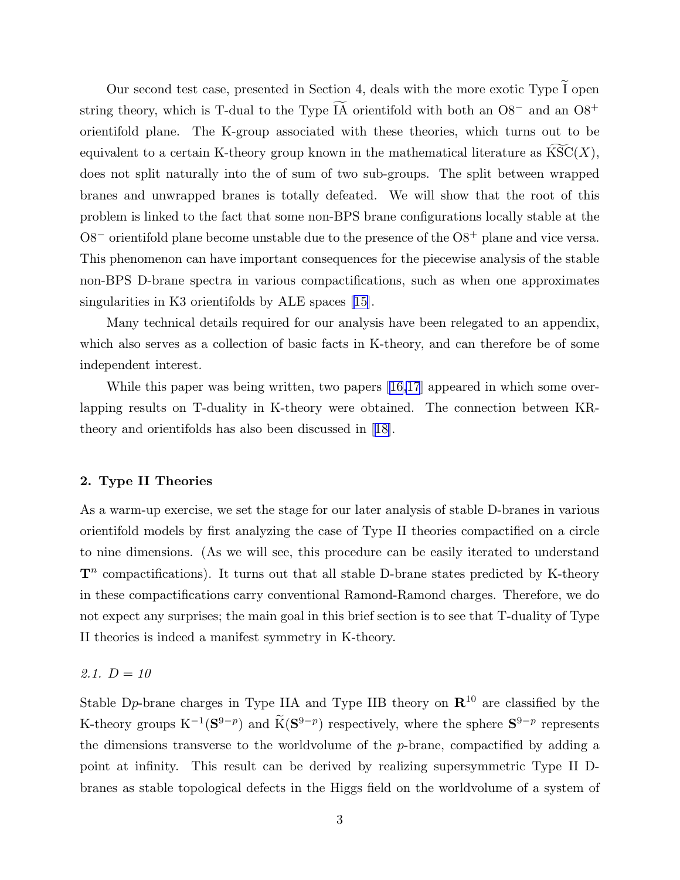Our second test case, presented in Section 4, deals with the more exotic Type $\widetilde{\mathrm{I}}$ open string theory, which is T-dual to the Type $\widetilde{\mathrm{IA}}$ orientifold with both an O$8^-$ and an O$8^+$ orientifold plane. The K-group associated with these theories, which turns out to be equivalent to a certain K-theory group known in the mathematical literature as $\widetilde{\mathrm{KSC}}(X)$, does not split naturally into the of sum of two sub-groups. The split between wrapped branes and unwrapped branes is totally defeated. We will show that the root of this problem is linked to the fact that some non-BPS brane configurations locally stable at the O$8^-$ orientifold plane become unstable due to the presence of the O$8^+$ plane and vice versa. This phenomenon can have important consequences for the piecewise analysis of the stable non-BPS D-brane spectra in various compactifications, such as when one approximates singularities in K3 orientifolds by ALE spaces [15].

Many technical details required for our analysis have been relegated to an appendix, which also serves as a collection of basic facts in K-theory, and can therefore be of some independent interest.

While this paper was being written, two papers [16,17] appeared in which some overlapping results on T-duality in K-theory were obtained. The connection between KR-theory and orientifolds has also been discussed in [18].

## 2. Type II Theories

As a warm-up exercise, we set the stage for our later analysis of stable D-branes in various orientifold models by first analyzing the case of Type II theories compactified on a circle to nine dimensions. (As we will see, this procedure can be easily iterated to understand $\mathbf{T}^n$ compactifications). It turns out that all stable D-brane states predicted by K-theory in these compactifications carry conventional Ramond-Ramond charges. Therefore, we do not expect any surprises; the main goal in this brief section is to see that T-duality of Type II theories is indeed a manifest symmetry in K-theory.

### *2.1. D = 10*

Stable D$p$-brane charges in Type IIA and Type IIB theory on $\mathbf{R}^{10}$ are classified by the K-theory groups $\mathrm{K}^{-1}(\mathbf{S}^{9-p})$ and $\widetilde{\mathrm{K}}(\mathbf{S}^{9-p})$ respectively, where the sphere $\mathbf{S}^{9-p}$ represents the dimensions transverse to the worldvolume of the $p$-brane, compactified by adding a point at infinity. This result can be derived by realizing supersymmetric Type II D-branes as stable topological defects in the Higgs field on the worldvolume of a system of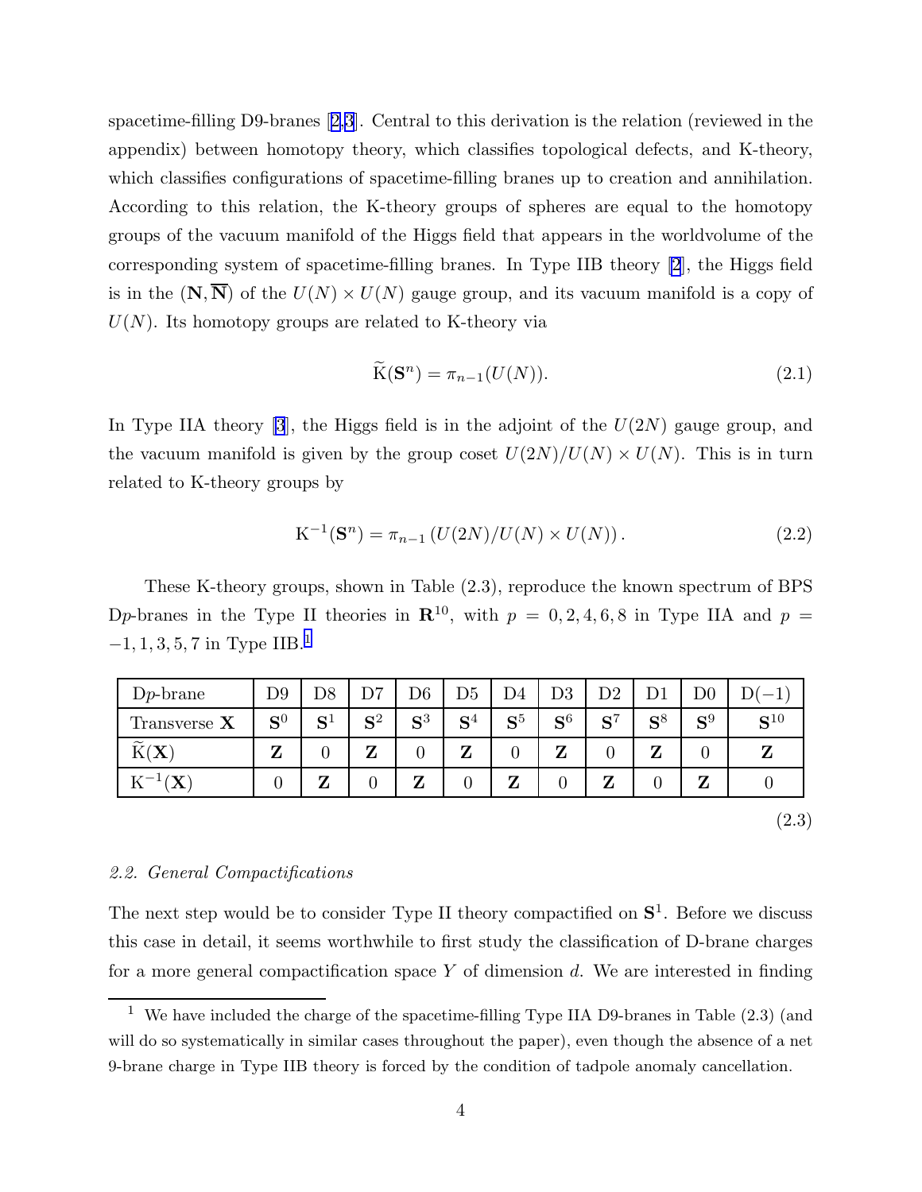spacetime-filling D9-branes [2,3]. Central to this derivation is the relation (reviewed in the appendix) between homotopy theory, which classifies topological defects, and K-theory, which classifies configurations of spacetime-filling branes up to creation and annihilation. According to this relation, the K-theory groups of spheres are equal to the homotopy groups of the vacuum manifold of the Higgs field that appears in the worldvolume of the corresponding system of spacetime-filling branes. In Type IIB theory [2], the Higgs field is in the $(\mathbf{N},\overline{\mathbf{N}})$ of the $U(N)\times U(N)$ gauge group, and its vacuum manifold is a copy of $U(N)$. Its homotopy groups are related to K-theory via

$$\widetilde{\mathrm{K}}(\mathbf{S}^n)=\pi_{n-1}(U(N)). \tag{2.1}$$

In Type IIA theory [3], the Higgs field is in the adjoint of the $U(2N)$ gauge group, and the vacuum manifold is given by the group coset $U(2N)/U(N)\times U(N)$. This is in turn related to K-theory groups by

$$\mathrm{K}^{-1}(\mathbf{S}^n)=\pi_{n-1}\left(U(2N)/U(N)\times U(N)\right). \tag{2.2}$$

These K-theory groups, shown in Table (2.3), reproduce the known spectrum of BPS D$p$-branes in the Type II theories in $\mathbf{R}^{10}$, with $p=0,2,4,6,8$ in Type IIA and $p=-1,1,3,5,7$ in Type IIB.[1]

| D$p$-brane | D9 | D8 | D7 | D6 | D5 | D4 | D3 | D2 | D1 | D0 | D$(-1)$ |
|---|---|---|---|---|---|---|---|---|---|---|---|
| Transverse $\mathbf{X}$ | $\mathbf{S}^0$ | $\mathbf{S}^1$ | $\mathbf{S}^2$ | $\mathbf{S}^3$ | $\mathbf{S}^4$ | $\mathbf{S}^5$ | $\mathbf{S}^6$ | $\mathbf{S}^7$ | $\mathbf{S}^8$ | $\mathbf{S}^9$ | $\mathbf{S}^{10}$ |
| $\widetilde{\mathrm{K}}(\mathbf{X})$ | $\mathbf{Z}$ | 0 | $\mathbf{Z}$ | 0 | $\mathbf{Z}$ | 0 | $\mathbf{Z}$ | 0 | $\mathbf{Z}$ | 0 | $\mathbf{Z}$ |
| $\mathrm{K}^{-1}(\mathbf{X})$ | 0 | $\mathbf{Z}$ | 0 | $\mathbf{Z}$ | 0 | $\mathbf{Z}$ | 0 | $\mathbf{Z}$ | 0 | $\mathbf{Z}$ | 0 |

(2.3)

*2.2. General Compactifications*

The next step would be to consider Type II theory compactified on $\mathbf{S}^1$. Before we discuss this case in detail, it seems worthwhile to first study the classification of D-brane charges for a more general compactification space $Y$ of dimension $d$. We are interested in finding

[1] We have included the charge of the spacetime-filling Type IIA D9-branes in Table (2.3) (and will do so systematically in similar cases throughout the paper), even though the absence of a net 9-brane charge in Type IIB theory is forced by the condition of tadpole anomaly cancellation.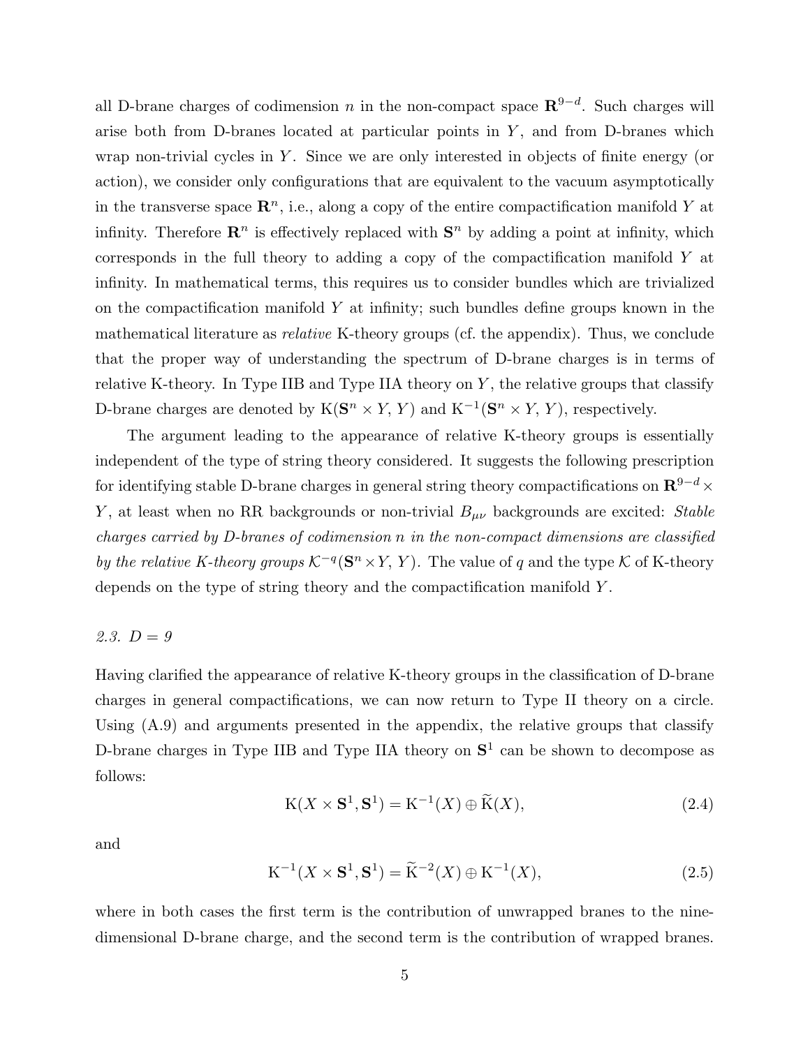all D-brane charges of codimension $n$ in the non-compact space $\mathbf{R}^{9-d}$. Such charges will arise both from D-branes located at particular points in $Y$, and from D-branes which wrap non-trivial cycles in $Y$. Since we are only interested in objects of finite energy (or action), we consider only configurations that are equivalent to the vacuum asymptotically in the transverse space $\mathbf{R}^n$, i.e., along a copy of the entire compactification manifold $Y$ at infinity. Therefore $\mathbf{R}^n$ is effectively replaced with $\mathbf{S}^n$ by adding a point at infinity, which corresponds in the full theory to adding a copy of the compactification manifold $Y$ at infinity. In mathematical terms, this requires us to consider bundles which are trivialized on the compactification manifold $Y$ at infinity; such bundles define groups known in the mathematical literature as *relative* K-theory groups (cf. the appendix). Thus, we conclude that the proper way of understanding the spectrum of D-brane charges is in terms of relative K-theory. In Type IIB and Type IIA theory on $Y$, the relative groups that classify D-brane charges are denoted by $\mathrm{K}(\mathbf{S}^n \times Y, Y)$ and $\mathrm{K}^{-1}(\mathbf{S}^n \times Y, Y)$, respectively.

The argument leading to the appearance of relative K-theory groups is essentially independent of the type of string theory considered. It suggests the following prescription for identifying stable D-brane charges in general string theory compactifications on $\mathbf{R}^{9-d} \times Y$, at least when no RR backgrounds or non-trivial $B_{\mu\nu}$ backgrounds are excited: *Stable charges carried by D-branes of codimension n in the non-compact dimensions are classified by the relative K-theory groups* $\mathcal{K}^{-q}(\mathbf{S}^n \times Y, Y)$. The value of $q$ and the type $\mathcal{K}$ of K-theory depends on the type of string theory and the compactification manifold $Y$.

### 2.3. $D = 9$

Having clarified the appearance of relative K-theory groups in the classification of D-brane charges in general compactifications, we can now return to Type II theory on a circle. Using (A.9) and arguments presented in the appendix, the relative groups that classify D-brane charges in Type IIB and Type IIA theory on $\mathbf{S}^1$ can be shown to decompose as follows:

$$\mathrm{K}(X \times \mathbf{S}^1, \mathbf{S}^1) = \mathrm{K}^{-1}(X) \oplus \widetilde{\mathrm{K}}(X), \tag{2.4}$$

and

$$\mathrm{K}^{-1}(X \times \mathbf{S}^1, \mathbf{S}^1) = \widetilde{\mathrm{K}}^{-2}(X) \oplus \mathrm{K}^{-1}(X), \tag{2.5}$$

where in both cases the first term is the contribution of unwrapped branes to the nine-dimensional D-brane charge, and the second term is the contribution of wrapped branes.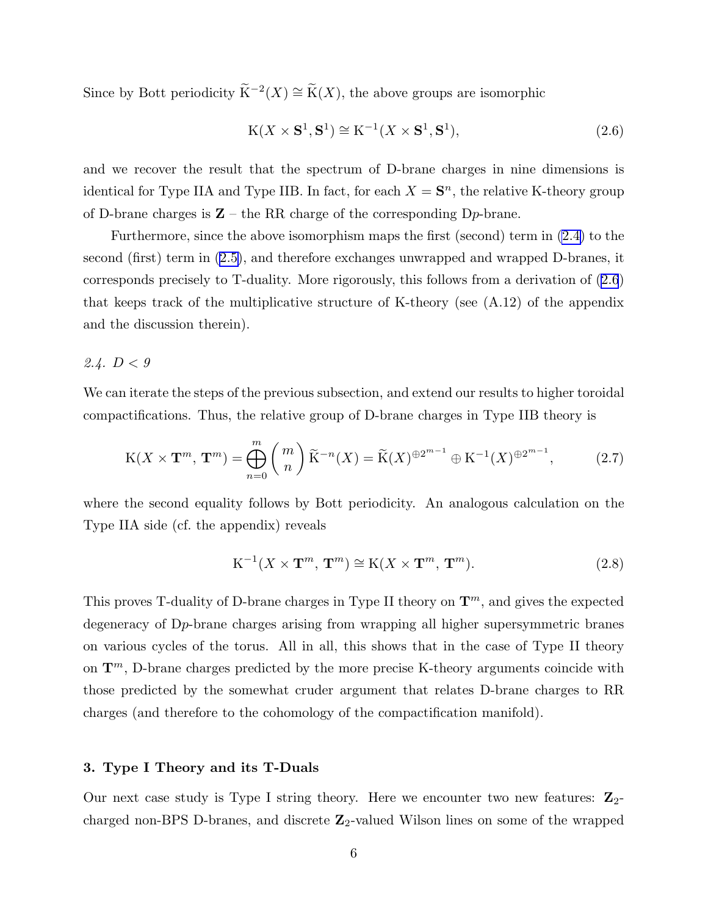Since by Bott periodicity $\widetilde{\mathrm{K}}^{-2}(X) \cong \widetilde{\mathrm{K}}(X)$, the above groups are isomorphic

$$\mathrm{K}(X \times \mathbf{S}^1, \mathbf{S}^1) \cong \mathrm{K}^{-1}(X \times \mathbf{S}^1, \mathbf{S}^1), \tag{2.6}$$

and we recover the result that the spectrum of D-brane charges in nine dimensions is identical for Type IIA and Type IIB. In fact, for each $X = \mathbf{S}^n$, the relative K-theory group of D-brane charges is $\mathbf{Z}$ – the RR charge of the corresponding D$p$-brane.

Furthermore, since the above isomorphism maps the first (second) term in (2.4) to the second (first) term in (2.5), and therefore exchanges unwrapped and wrapped D-branes, it corresponds precisely to T-duality. More rigorously, this follows from a derivation of (2.6) that keeps track of the multiplicative structure of K-theory (see (A.12) of the appendix and the discussion therein).

### 2.4. $D < 9$

We can iterate the steps of the previous subsection, and extend our results to higher toroidal compactifications. Thus, the relative group of D-brane charges in Type IIB theory is

$$\mathrm{K}(X \times \mathbf{T}^m,\, \mathbf{T}^m) = \bigoplus_{n=0}^{m} \binom{m}{n} \widetilde{\mathrm{K}}^{-n}(X) = \widetilde{\mathrm{K}}(X)^{\oplus 2^{m-1}} \oplus \mathrm{K}^{-1}(X)^{\oplus 2^{m-1}}, \tag{2.7}$$

where the second equality follows by Bott periodicity. An analogous calculation on the Type IIA side (cf. the appendix) reveals

$$\mathrm{K}^{-1}(X \times \mathbf{T}^m,\, \mathbf{T}^m) \cong \mathrm{K}(X \times \mathbf{T}^m,\, \mathbf{T}^m). \tag{2.8}$$

This proves T-duality of D-brane charges in Type II theory on $\mathbf{T}^m$, and gives the expected degeneracy of D$p$-brane charges arising from wrapping all higher supersymmetric branes on various cycles of the torus. All in all, this shows that in the case of Type II theory on $\mathbf{T}^m$, D-brane charges predicted by the more precise K-theory arguments coincide with those predicted by the somewhat cruder argument that relates D-brane charges to RR charges (and therefore to the cohomology of the compactification manifold).

## 3. Type I Theory and its T-Duals

Our next case study is Type I string theory. Here we encounter two new features: $\mathbf{Z}_2$-charged non-BPS D-branes, and discrete $\mathbf{Z}_2$-valued Wilson lines on some of the wrapped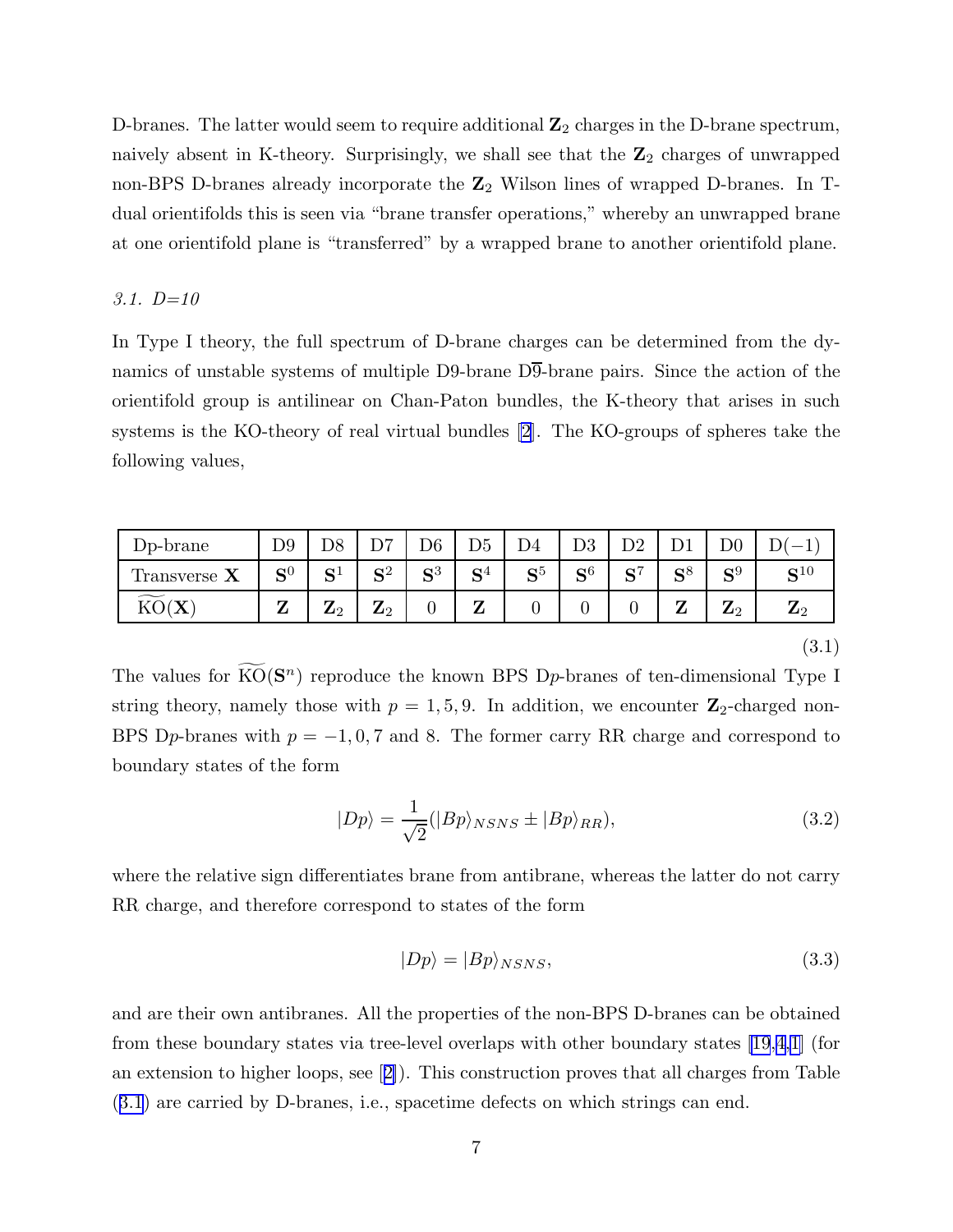D-branes. The latter would seem to require additional $\mathbf{Z}_2$ charges in the D-brane spectrum, naively absent in K-theory. Surprisingly, we shall see that the $\mathbf{Z}_2$ charges of unwrapped non-BPS D-branes already incorporate the $\mathbf{Z}_2$ Wilson lines of wrapped D-branes. In T-dual orientifolds this is seen via "brane transfer operations," whereby an unwrapped brane at one orientifold plane is "transferred" by a wrapped brane to another orientifold plane.

### *3.1. D=10*

In Type I theory, the full spectrum of D-brane charges can be determined from the dynamics of unstable systems of multiple D9-brane D$\overline{9}$-brane pairs. Since the action of the orientifold group is antilinear on Chan-Paton bundles, the K-theory that arises in such systems is the KO-theory of real virtual bundles [2]. The KO-groups of spheres take the following values,

| D$p$-brane | D9 | D8 | D7 | D6 | D5 | D4 | D3 | D2 | D1 | D0 | D$(-1)$ |
|---|---|---|---|---|---|---|---|---|---|---|---|
| Transverse $\mathbf{X}$ | $\mathbf{S}^0$ | $\mathbf{S}^1$ | $\mathbf{S}^2$ | $\mathbf{S}^3$ | $\mathbf{S}^4$ | $\mathbf{S}^5$ | $\mathbf{S}^6$ | $\mathbf{S}^7$ | $\mathbf{S}^8$ | $\mathbf{S}^9$ | $\mathbf{S}^{10}$ |
| $\widetilde{\mathrm{KO}}(\mathbf{X})$ | $\mathbf{Z}$ | $\mathbf{Z}_2$ | $\mathbf{Z}_2$ | 0 | $\mathbf{Z}$ | 0 | 0 | 0 | $\mathbf{Z}$ | $\mathbf{Z}_2$ | $\mathbf{Z}_2$ |

(3.1)

The values for $\widetilde{\mathrm{KO}}(\mathbf{S}^n)$ reproduce the known BPS D$p$-branes of ten-dimensional Type I string theory, namely those with $p = 1, 5, 9$. In addition, we encounter $\mathbf{Z}_2$-charged non-BPS D$p$-branes with $p = -1, 0, 7$ and 8. The former carry RR charge and correspond to boundary states of the form

$$|Dp\rangle = \frac{1}{\sqrt{2}}(|Bp\rangle_{NSNS} \pm |Bp\rangle_{RR}), \tag{3.2}$$

where the relative sign differentiates brane from antibrane, whereas the latter do not carry RR charge, and therefore correspond to states of the form

$$|Dp\rangle = |Bp\rangle_{NSNS}, \tag{3.3}$$

and are their own antibranes. All the properties of the non-BPS D-branes can be obtained from these boundary states via tree-level overlaps with other boundary states [19,4,1] (for an extension to higher loops, see [2]). This construction proves that all charges from Table (3.1) are carried by D-branes, i.e., spacetime defects on which strings can end.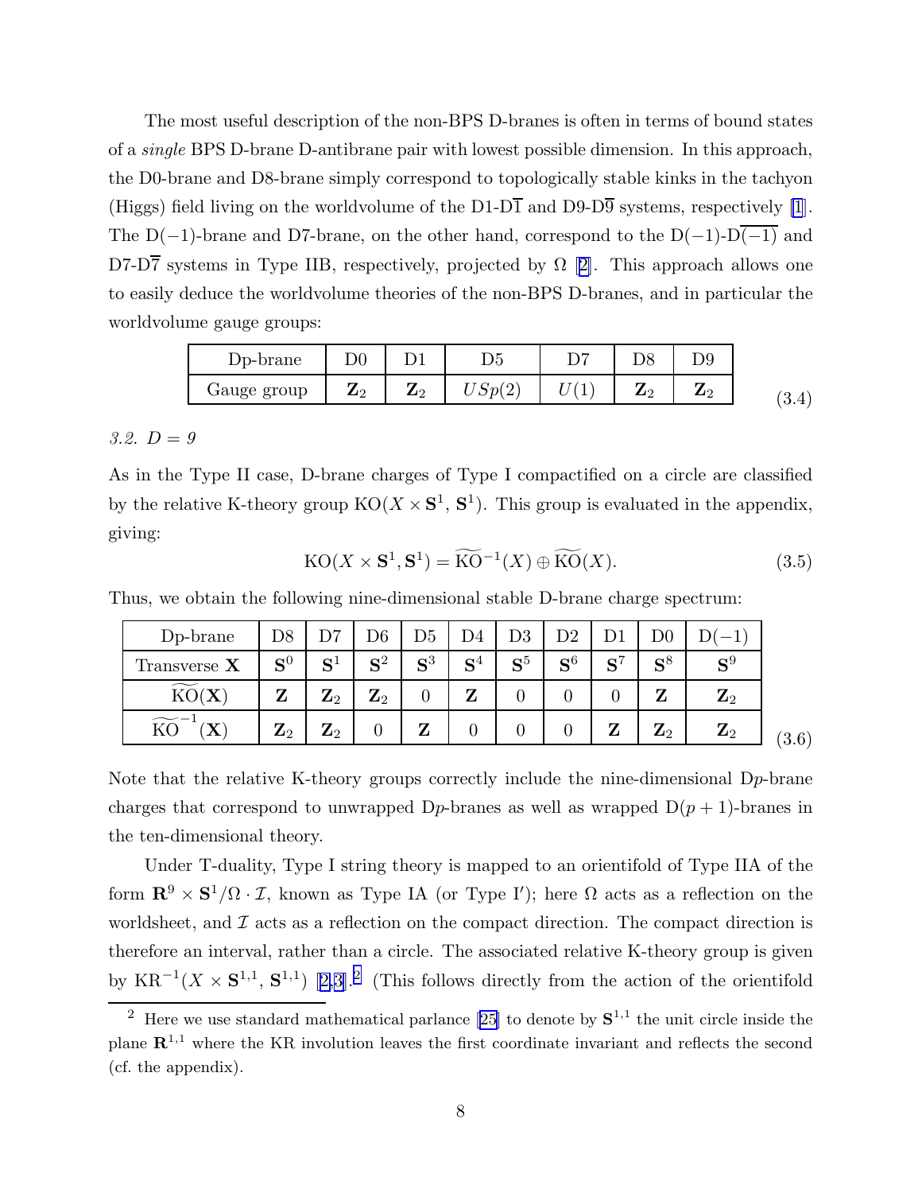The most useful description of the non-BPS D-branes is often in terms of bound states of a *single* BPS D-brane D-antibrane pair with lowest possible dimension. In this approach, the D0-brane and D8-brane simply correspond to topologically stable kinks in the tachyon (Higgs) field living on the worldvolume of the D1-$\overline{\text{D1}}$ and D9-$\overline{\text{D9}}$ systems, respectively [1]. The D$(-1)$-brane and D7-brane, on the other hand, correspond to the D$(-1)$-$\overline{\text{D}(-1)}$ and D7-$\overline{\text{D7}}$ systems in Type IIB, respectively, projected by $\Omega$ [2]. This approach allows one to easily deduce the worldvolume theories of the non-BPS D-branes, and in particular the worldvolume gauge groups:

| Dp-brane | D0 | D1 | D5 | D7 | D8 | D9 |
|---|---|---|---|---|---|---|
| Gauge group | $\mathbf{Z}_2$ | $\mathbf{Z}_2$ | $USp(2)$ | $U(1)$ | $\mathbf{Z}_2$ | $\mathbf{Z}_2$ |

(3.4)

*3.2. D = 9*

As in the Type II case, D-brane charges of Type I compactified on a circle are classified by the relative K-theory group $\mathrm{KO}(X \times \mathbf{S}^1, \mathbf{S}^1)$. This group is evaluated in the appendix, giving:

$$\mathrm{KO}(X \times \mathbf{S}^1, \mathbf{S}^1) = \widetilde{\mathrm{KO}}^{-1}(X) \oplus \widetilde{\mathrm{KO}}(X). \tag{3.5}$$

Thus, we obtain the following nine-dimensional stable D-brane charge spectrum:

| Dp-brane | D8 | D7 | D6 | D5 | D4 | D3 | D2 | D1 | D0 | D$(-1)$ |
|---|---|---|---|---|---|---|---|---|---|---|
| Transverse $\mathbf{X}$ | $\mathbf{S}^0$ | $\mathbf{S}^1$ | $\mathbf{S}^2$ | $\mathbf{S}^3$ | $\mathbf{S}^4$ | $\mathbf{S}^5$ | $\mathbf{S}^6$ | $\mathbf{S}^7$ | $\mathbf{S}^8$ | $\mathbf{S}^9$ |
| $\widetilde{\mathrm{KO}}(\mathbf{X})$ | $\mathbf{Z}$ | $\mathbf{Z}_2$ | $\mathbf{Z}_2$ | 0 | $\mathbf{Z}$ | 0 | 0 | 0 | $\mathbf{Z}$ | $\mathbf{Z}_2$ |
| $\widetilde{\mathrm{KO}}^{-1}(\mathbf{X})$ | $\mathbf{Z}_2$ | $\mathbf{Z}_2$ | 0 | $\mathbf{Z}$ | 0 | 0 | 0 | $\mathbf{Z}$ | $\mathbf{Z}_2$ | $\mathbf{Z}_2$ |

(3.6)

Note that the relative K-theory groups correctly include the nine-dimensional D$p$-brane charges that correspond to unwrapped D$p$-branes as well as wrapped D$(p+1)$-branes in the ten-dimensional theory.

Under T-duality, Type I string theory is mapped to an orientifold of Type IIA of the form $\mathbf{R}^9 \times \mathbf{S}^1/\Omega \cdot \mathcal{I}$, known as Type IA (or Type I$'$); here $\Omega$ acts as a reflection on the worldsheet, and $\mathcal{I}$ acts as a reflection on the compact direction. The compact direction is therefore an interval, rather than a circle. The associated relative K-theory group is given by $\mathrm{KR}^{-1}(X \times \mathbf{S}^{1,1}, \mathbf{S}^{1,1})$ [2,3].[2] (This follows directly from the action of the orientifold

[2] Here we use standard mathematical parlance [25] to denote by $\mathbf{S}^{1,1}$ the unit circle inside the plane $\mathbf{R}^{1,1}$ where the KR involution leaves the first coordinate invariant and reflects the second (cf. the appendix).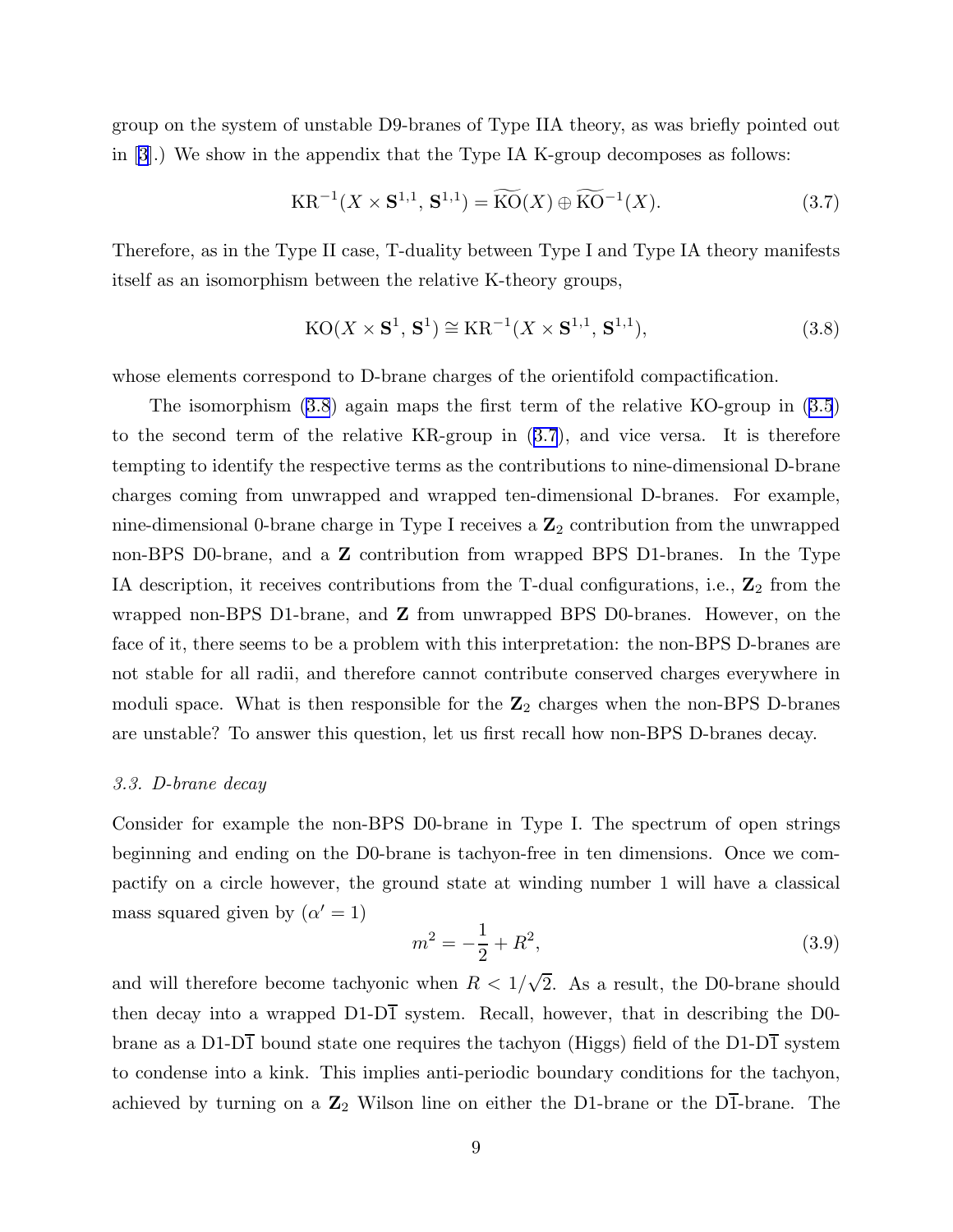group on the system of unstable D9-branes of Type IIA theory, as was briefly pointed out in [3].) We show in the appendix that the Type IA K-group decomposes as follows:

$$\mathrm{KR}^{-1}(X \times \mathbf{S}^{1,1}, \mathbf{S}^{1,1}) = \widetilde{\mathrm{KO}}(X) \oplus \widetilde{\mathrm{KO}}^{-1}(X). \tag{3.7}$$

Therefore, as in the Type II case, T-duality between Type I and Type IA theory manifests itself as an isomorphism between the relative K-theory groups,

$$\mathrm{KO}(X \times \mathbf{S}^1, \mathbf{S}^1) \cong \mathrm{KR}^{-1}(X \times \mathbf{S}^{1,1}, \mathbf{S}^{1,1}), \tag{3.8}$$

whose elements correspond to D-brane charges of the orientifold compactification.

The isomorphism (3.8) again maps the first term of the relative KO-group in (3.5) to the second term of the relative KR-group in (3.7), and vice versa. It is therefore tempting to identify the respective terms as the contributions to nine-dimensional D-brane charges coming from unwrapped and wrapped ten-dimensional D-branes. For example, nine-dimensional 0-brane charge in Type I receives a $\mathbf{Z}_2$ contribution from the unwrapped non-BPS D0-brane, and a $\mathbf{Z}$ contribution from wrapped BPS D1-branes. In the Type IA description, it receives contributions from the T-dual configurations, i.e., $\mathbf{Z}_2$ from the wrapped non-BPS D1-brane, and $\mathbf{Z}$ from unwrapped BPS D0-branes. However, on the face of it, there seems to be a problem with this interpretation: the non-BPS D-branes are not stable for all radii, and therefore cannot contribute conserved charges everywhere in moduli space. What is then responsible for the $\mathbf{Z}_2$ charges when the non-BPS D-branes are unstable? To answer this question, let us first recall how non-BPS D-branes decay.

### *3.3. D-brane decay*

Consider for example the non-BPS D0-brane in Type I. The spectrum of open strings beginning and ending on the D0-brane is tachyon-free in ten dimensions. Once we compactify on a circle however, the ground state at winding number 1 will have a classical mass squared given by ($\alpha' = 1$)

$$m^2 = -\frac{1}{2} + R^2, \tag{3.9}$$

and will therefore become tachyonic when $R < 1/\sqrt{2}$. As a result, the D0-brane should then decay into a wrapped D1-D$\overline{1}$ system. Recall, however, that in describing the D0-brane as a D1-D$\overline{1}$ bound state one requires the tachyon (Higgs) field of the D1-D$\overline{1}$ system to condense into a kink. This implies anti-periodic boundary conditions for the tachyon, achieved by turning on a $\mathbf{Z}_2$ Wilson line on either the D1-brane or the D$\overline{1}$-brane. The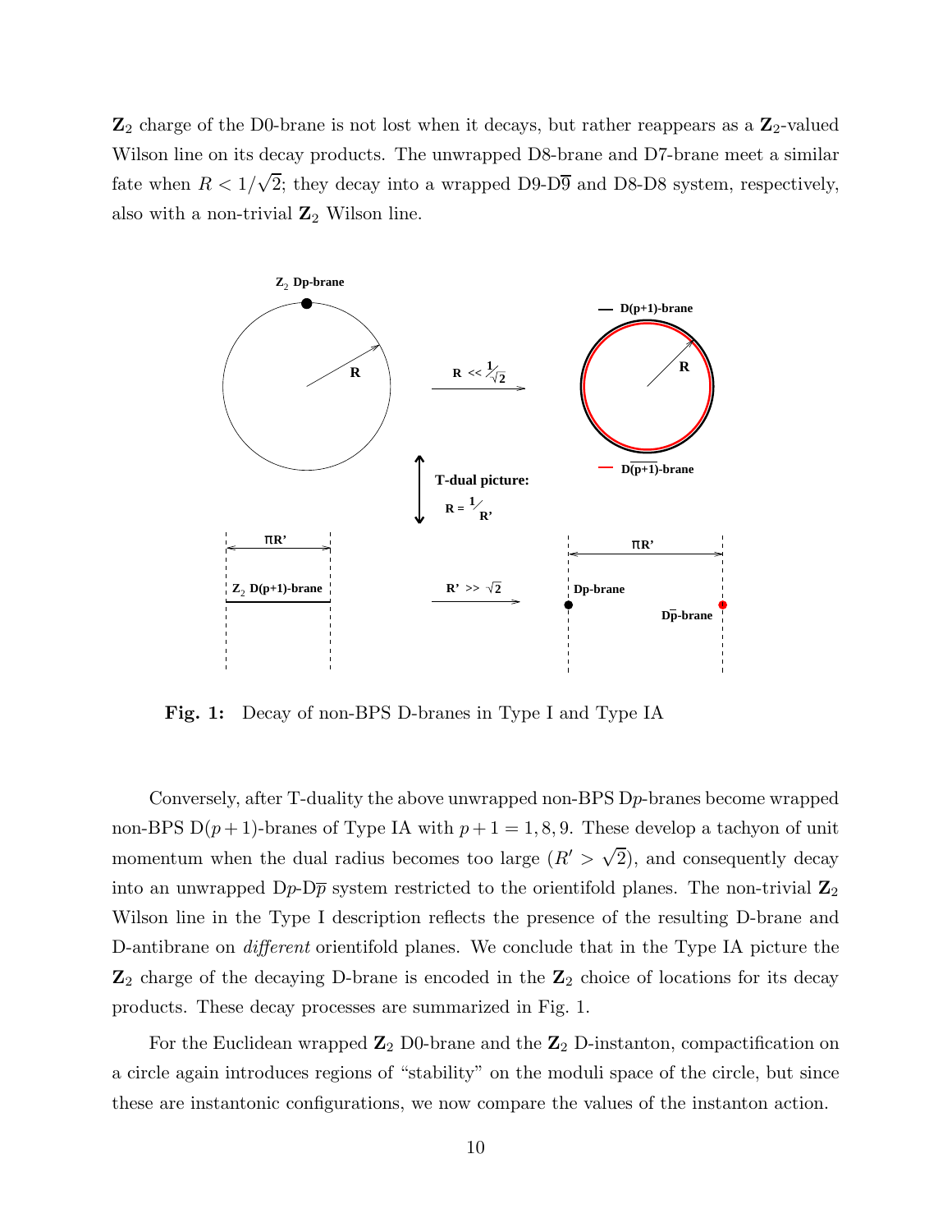$\mathbf{Z}_2$ charge of the D0-brane is not lost when it decays, but rather reappears as a $\mathbf{Z}_2$-valued Wilson line on its decay products. The unwrapped D8-brane and D7-brane meet a similar fate when $R < 1/\sqrt{2}$; they decay into a wrapped D9-D$\overline{9}$ and D8-D8 system, respectively, also with a non-trivial $\mathbf{Z}_2$ Wilson line.

**Fig. 1:** Decay of non-BPS D-branes in Type I and Type IA

Conversely, after T-duality the above unwrapped non-BPS D$p$-branes become wrapped non-BPS D$(p+1)$-branes of Type IA with $p+1 = 1, 8, 9$. These develop a tachyon of unit momentum when the dual radius becomes too large ($R' > \sqrt{2}$), and consequently decay into an unwrapped D$p$-D$\overline{p}$ system restricted to the orientifold planes. The non-trivial $\mathbf{Z}_2$ Wilson line in the Type I description reflects the presence of the resulting D-brane and D-antibrane on *different* orientifold planes. We conclude that in the Type IA picture the $\mathbf{Z}_2$ charge of the decaying D-brane is encoded in the $\mathbf{Z}_2$ choice of locations for its decay products. These decay processes are summarized in Fig. 1.

For the Euclidean wrapped $\mathbf{Z}_2$ D0-brane and the $\mathbf{Z}_2$ D-instanton, compactification on a circle again introduces regions of "stability" on the moduli space of the circle, but since these are instantonic configurations, we now compare the values of the instanton action.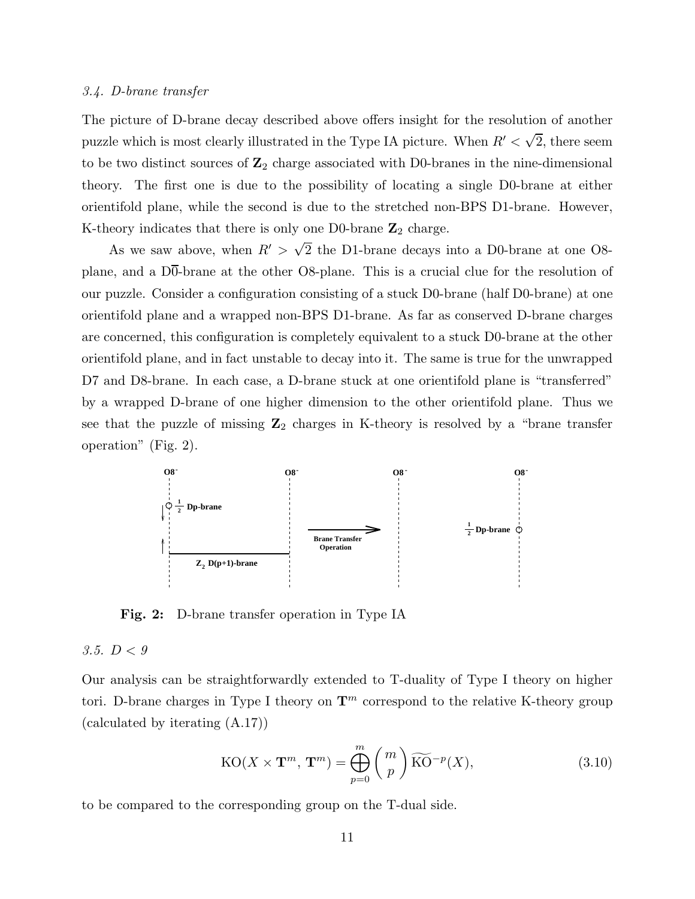*3.4. D-brane transfer*

The picture of D-brane decay described above offers insight for the resolution of another puzzle which is most clearly illustrated in the Type IA picture. When $R' < \sqrt{2}$, there seem to be two distinct sources of $\mathbf{Z}_2$ charge associated with D0-branes in the nine-dimensional theory. The first one is due to the possibility of locating a single D0-brane at either orientifold plane, while the second is due to the stretched non-BPS D1-brane. However, K-theory indicates that there is only one D0-brane $\mathbf{Z}_2$ charge.

As we saw above, when $R' > \sqrt{2}$ the D1-brane decays into a D0-brane at one O8-plane, and a D$\overline{0}$-brane at the other O8-plane. This is a crucial clue for the resolution of our puzzle. Consider a configuration consisting of a stuck D0-brane (half D0-brane) at one orientifold plane and a wrapped non-BPS D1-brane. As far as conserved D-brane charges are concerned, this configuration is completely equivalent to a stuck D0-brane at the other orientifold plane, and in fact unstable to decay into it. The same is true for the unwrapped D7 and D8-brane. In each case, a D-brane stuck at one orientifold plane is "transferred" by a wrapped D-brane of one higher dimension to the other orientifold plane. Thus we see that the puzzle of missing $\mathbf{Z}_2$ charges in K-theory is resolved by a "brane transfer operation" (Fig. 2).

**Fig. 2:** D-brane transfer operation in Type IA

*3.5. D < 9*

Our analysis can be straightforwardly extended to T-duality of Type I theory on higher tori. D-brane charges in Type I theory on $\mathbf{T}^m$ correspond to the relative K-theory group (calculated by iterating (A.17))

$$\mathrm{KO}(X \times \mathbf{T}^m,\, \mathbf{T}^m) = \bigoplus_{p=0}^{m} \binom{m}{p} \widetilde{\mathrm{KO}}^{-p}(X), \tag{3.10}$$

to be compared to the corresponding group on the T-dual side.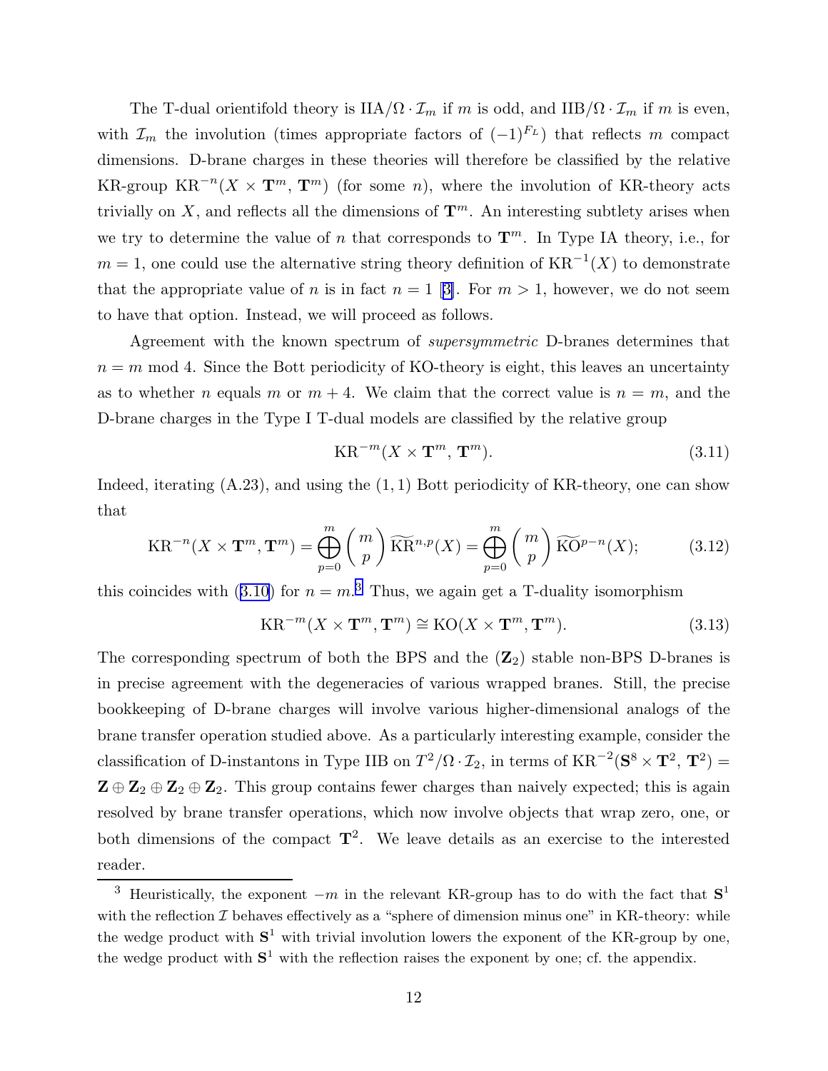The T-dual orientifold theory is $\mathrm{IIA}/\Omega\cdot\mathcal{I}_m$ if $m$ is odd, and $\mathrm{IIB}/\Omega\cdot\mathcal{I}_m$ if $m$ is even, with $\mathcal{I}_m$ the involution (times appropriate factors of $(-1)^{F_L}$) that reflects $m$ compact dimensions. D-brane charges in these theories will therefore be classified by the relative KR-group $\mathrm{KR}^{-n}(X\times\mathbf{T}^m,\,\mathbf{T}^m)$ (for some $n$), where the involution of KR-theory acts trivially on $X$, and reflects all the dimensions of $\mathbf{T}^m$. An interesting subtlety arises when we try to determine the value of $n$ that corresponds to $\mathbf{T}^m$. In Type IA theory, i.e., for $m=1$, one could use the alternative string theory definition of $\mathrm{KR}^{-1}(X)$ to demonstrate that the appropriate value of $n$ is in fact $n=1$ [3]. For $m>1$, however, we do not seem to have that option. Instead, we will proceed as follows.

Agreement with the known spectrum of *supersymmetric* D-branes determines that $n=m$ mod 4. Since the Bott periodicity of KO-theory is eight, this leaves an uncertainty as to whether $n$ equals $m$ or $m+4$. We claim that the correct value is $n=m$, and the D-brane charges in the Type I T-dual models are classified by the relative group

$$\mathrm{KR}^{-m}(X\times\mathbf{T}^m,\,\mathbf{T}^m). \tag{3.11}$$

Indeed, iterating (A.23), and using the $(1,1)$ Bott periodicity of KR-theory, one can show that

$$\mathrm{KR}^{-n}(X\times\mathbf{T}^m,\mathbf{T}^m)=\bigoplus_{p=0}^{m}\binom{m}{p}\widetilde{\mathrm{KR}}^{n,p}(X)=\bigoplus_{p=0}^{m}\binom{m}{p}\widetilde{\mathrm{KO}}^{p-n}(X); \tag{3.12}$$

this coincides with (3.10) for $n=m$.[3] Thus, we again get a T-duality isomorphism

$$\mathrm{KR}^{-m}(X\times\mathbf{T}^m,\mathbf{T}^m)\cong\mathrm{KO}(X\times\mathbf{T}^m,\mathbf{T}^m). \tag{3.13}$$

The corresponding spectrum of both the BPS and the ($\mathbf{Z}_2$) stable non-BPS D-branes is in precise agreement with the degeneracies of various wrapped branes. Still, the precise bookkeeping of D-brane charges will involve various higher-dimensional analogs of the brane transfer operation studied above. As a particularly interesting example, consider the classification of D-instantons in Type IIB on $T^2/\Omega\cdot\mathcal{I}_2$, in terms of $\mathrm{KR}^{-2}(\mathbf{S}^8\times\mathbf{T}^2,\,\mathbf{T}^2)=\mathbf{Z}\oplus\mathbf{Z}_2\oplus\mathbf{Z}_2\oplus\mathbf{Z}_2$. This group contains fewer charges than naively expected; this is again resolved by brane transfer operations, which now involve objects that wrap zero, one, or both dimensions of the compact $\mathbf{T}^2$. We leave details as an exercise to the interested reader.

[3] Heuristically, the exponent $-m$ in the relevant KR-group has to do with the fact that $\mathbf{S}^1$ with the reflection $\mathcal{I}$ behaves effectively as a "sphere of dimension minus one" in KR-theory: while the wedge product with $\mathbf{S}^1$ with trivial involution lowers the exponent of the KR-group by one, the wedge product with $\mathbf{S}^1$ with the reflection raises the exponent by one; cf. the appendix.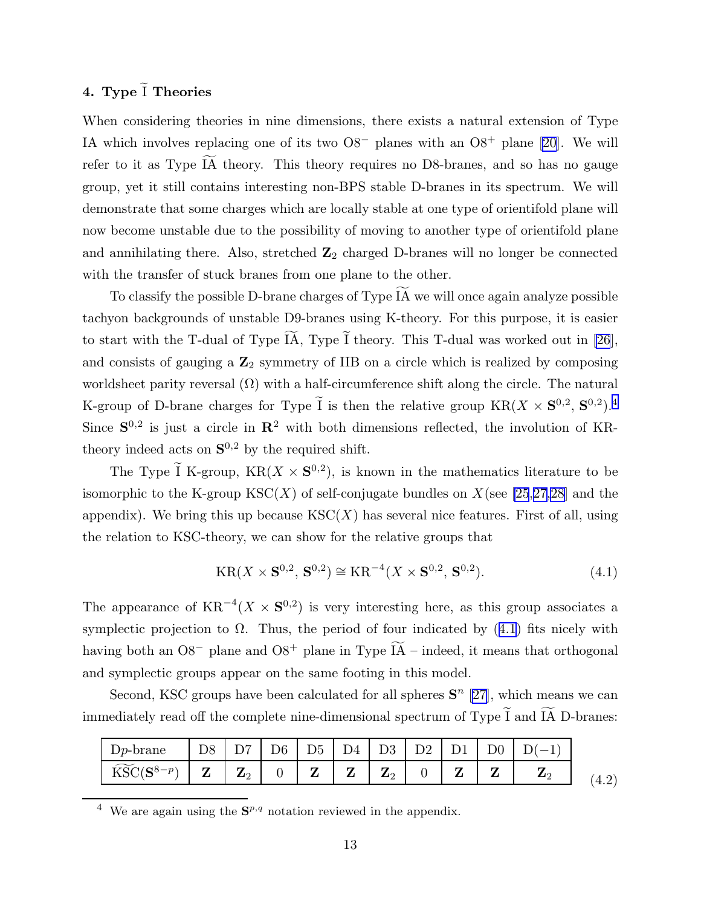## 4. Type $\widetilde{\text{I}}$ Theories

When considering theories in nine dimensions, there exists a natural extension of Type IA which involves replacing one of its two O8$^-$ planes with an O8$^+$ plane [20]. We will refer to it as Type $\widetilde{\text{IA}}$ theory. This theory requires no D8-branes, and so has no gauge group, yet it still contains interesting non-BPS stable D-branes in its spectrum. We will demonstrate that some charges which are locally stable at one type of orientifold plane will now become unstable due to the possibility of moving to another type of orientifold plane and annihilating there. Also, stretched $\mathbf{Z}_2$ charged D-branes will no longer be connected with the transfer of stuck branes from one plane to the other.

To classify the possible D-brane charges of Type $\widetilde{\text{IA}}$ we will once again analyze possible tachyon backgrounds of unstable D9-branes using K-theory. For this purpose, it is easier to start with the T-dual of Type $\widetilde{\text{IA}}$, Type $\widetilde{\text{I}}$ theory. This T-dual was worked out in [26], and consists of gauging a $\mathbf{Z}_2$ symmetry of IIB on a circle which is realized by composing worldsheet parity reversal ($\Omega$) with a half-circumference shift along the circle. The natural K-group of D-brane charges for Type $\widetilde{\text{I}}$ is then the relative group $\text{KR}(X \times \mathbf{S}^{0,2}, \mathbf{S}^{0,2})$.[4] Since $\mathbf{S}^{0,2}$ is just a circle in $\mathbf{R}^2$ with both dimensions reflected, the involution of KR-theory indeed acts on $\mathbf{S}^{0,2}$ by the required shift.

The Type $\widetilde{\text{I}}$ K-group, $\text{KR}(X \times \mathbf{S}^{0,2})$, is known in the mathematics literature to be isomorphic to the K-group $\text{KSC}(X)$ of self-conjugate bundles on $X$ (see [25,27,28] and the appendix). We bring this up because $\text{KSC}(X)$ has several nice features. First of all, using the relation to KSC-theory, we can show for the relative groups that

$$\text{KR}(X \times \mathbf{S}^{0,2}, \mathbf{S}^{0,2}) \cong \text{KR}^{-4}(X \times \mathbf{S}^{0,2}, \mathbf{S}^{0,2}). \tag{4.1}$$

The appearance of $\text{KR}^{-4}(X \times \mathbf{S}^{0,2})$ is very interesting here, as this group associates a symplectic projection to $\Omega$. Thus, the period of four indicated by (4.1) fits nicely with having both an O8$^-$ plane and O8$^+$ plane in Type $\widetilde{\text{IA}}$ – indeed, it means that orthogonal and symplectic groups appear on the same footing in this model.

Second, KSC groups have been calculated for all spheres $\mathbf{S}^n$ [27], which means we can immediately read off the complete nine-dimensional spectrum of Type $\widetilde{\text{I}}$ and $\widetilde{\text{IA}}$ D-branes:

| D$p$-brane | D8 | D7 | D6 | D5 | D4 | D3 | D2 | D1 | D0 | D$(-1)$ |
|---|---|---|---|---|---|---|---|---|---|---|
| $\widetilde{\text{KSC}}(\mathbf{S}^{8-p})$ | $\mathbf{Z}$ | $\mathbf{Z}_2$ | 0 | $\mathbf{Z}$ | $\mathbf{Z}$ | $\mathbf{Z}_2$ | 0 | $\mathbf{Z}$ | $\mathbf{Z}$ | $\mathbf{Z}_2$ |

(4.2)

[4] We are again using the $\mathbf{S}^{p,q}$ notation reviewed in the appendix.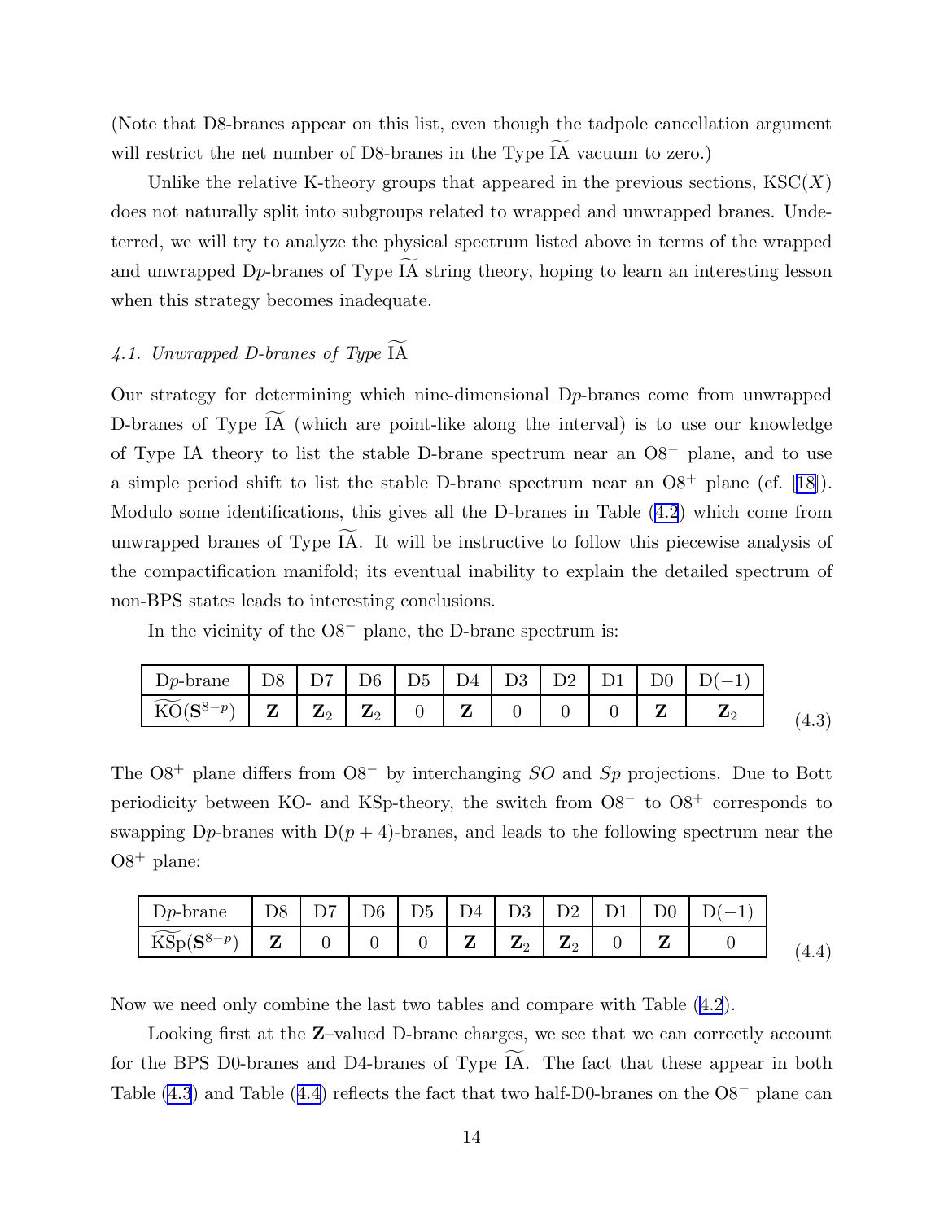(Note that D8-branes appear on this list, even though the tadpole cancellation argument will restrict the net number of D8-branes in the Type $\widetilde{\rm IA}$ vacuum to zero.)

Unlike the relative K-theory groups that appeared in the previous sections, $\mathrm{KSC}(X)$ does not naturally split into subgroups related to wrapped and unwrapped branes. Undeterred, we will try to analyze the physical spectrum listed above in terms of the wrapped and unwrapped D$p$-branes of Type $\widetilde{\rm IA}$ string theory, hoping to learn an interesting lesson when this strategy becomes inadequate.

### *4.1. Unwrapped D-branes of Type* $\widetilde{\rm IA}$

Our strategy for determining which nine-dimensional D$p$-branes come from unwrapped D-branes of Type $\widetilde{\rm IA}$ (which are point-like along the interval) is to use our knowledge of Type IA theory to list the stable D-brane spectrum near an $\mathrm{O}8^-$ plane, and to use a simple period shift to list the stable D-brane spectrum near an $\mathrm{O}8^+$ plane (cf. [18]). Modulo some identifications, this gives all the D-branes in Table (4.2) which come from unwrapped branes of Type $\widetilde{\rm IA}$. It will be instructive to follow this piecewise analysis of the compactification manifold; its eventual inability to explain the detailed spectrum of non-BPS states leads to interesting conclusions.

In the vicinity of the $\mathrm{O}8^-$ plane, the D-brane spectrum is:

| D$p$-brane | D8 | D7 | D6 | D5 | D4 | D3 | D2 | D1 | D0 | D(−1) |
|---|---|---|---|---|---|---|---|---|---|---|
| $\widetilde{\mathrm{KO}}(\mathbf{S}^{8-p})$ | $\mathbf{Z}$ | $\mathbf{Z}_2$ | $\mathbf{Z}_2$ | 0 | $\mathbf{Z}$ | 0 | 0 | 0 | $\mathbf{Z}$ | $\mathbf{Z}_2$ |

(4.3)

The $\mathrm{O}8^+$ plane differs from $\mathrm{O}8^-$ by interchanging $SO$ and $Sp$ projections. Due to Bott periodicity between KO- and KSp-theory, the switch from $\mathrm{O}8^-$ to $\mathrm{O}8^+$ corresponds to swapping D$p$-branes with D$(p+4)$-branes, and leads to the following spectrum near the $\mathrm{O}8^+$ plane:

| D$p$-brane | D8 | D7 | D6 | D5 | D4 | D3 | D2 | D1 | D0 | D(−1) |
|---|---|---|---|---|---|---|---|---|---|---|
| $\widetilde{\mathrm{KSp}}(\mathbf{S}^{8-p})$ | $\mathbf{Z}$ | 0 | 0 | 0 | $\mathbf{Z}$ | $\mathbf{Z}_2$ | $\mathbf{Z}_2$ | 0 | $\mathbf{Z}$ | 0 |

(4.4)

Now we need only combine the last two tables and compare with Table (4.2).

Looking first at the $\mathbf{Z}$–valued D-brane charges, we see that we can correctly account for the BPS D0-branes and D4-branes of Type $\widetilde{\rm IA}$. The fact that these appear in both Table (4.3) and Table (4.4) reflects the fact that two half-D0-branes on the $\mathrm{O}8^-$ plane can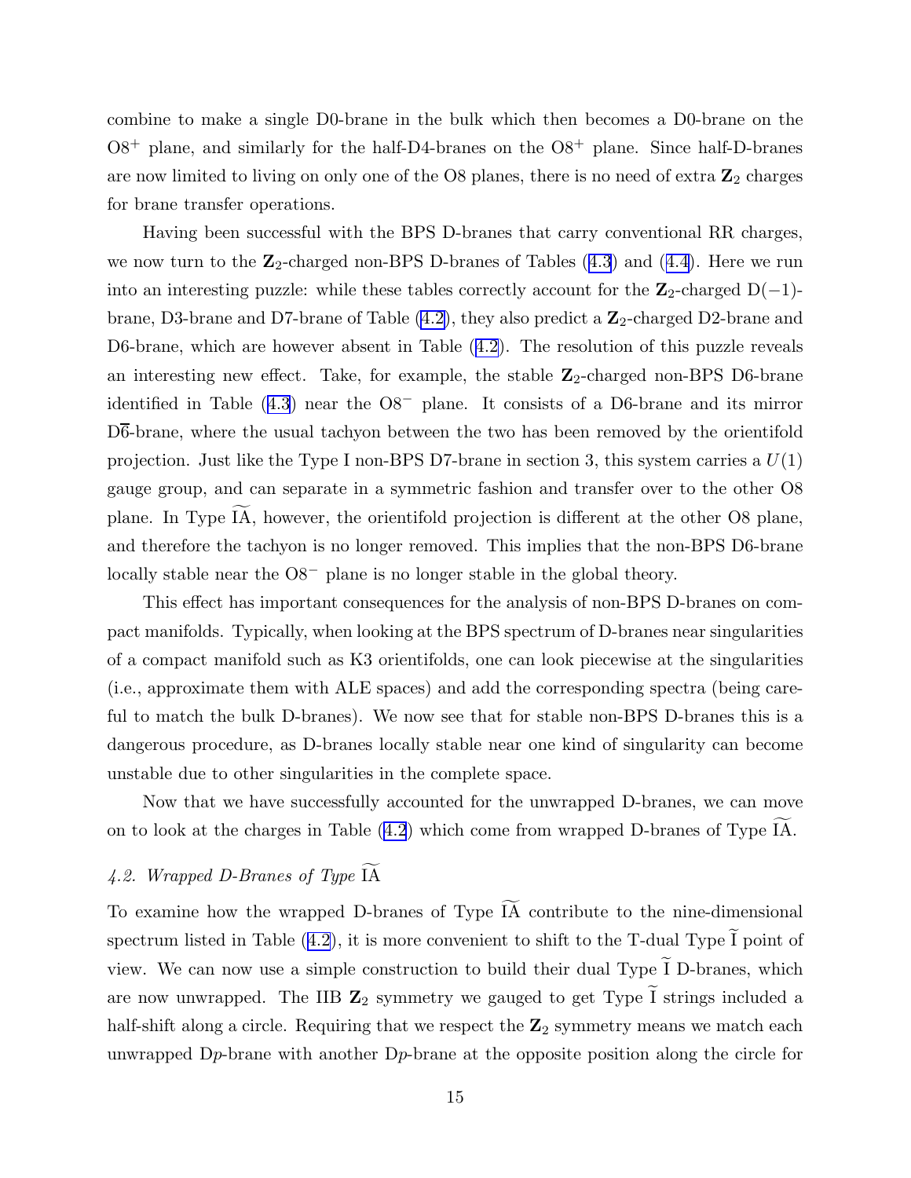combine to make a single D0-brane in the bulk which then becomes a D0-brane on the $O8^+$ plane, and similarly for the half-D4-branes on the $O8^+$ plane. Since half-D-branes are now limited to living on only one of the O8 planes, there is no need of extra $\mathbf{Z}_2$ charges for brane transfer operations.

Having been successful with the BPS D-branes that carry conventional RR charges, we now turn to the $\mathbf{Z}_2$-charged non-BPS D-branes of Tables (4.3) and (4.4). Here we run into an interesting puzzle: while these tables correctly account for the $\mathbf{Z}_2$-charged D($-1$)-brane, D3-brane and D7-brane of Table (4.2), they also predict a $\mathbf{Z}_2$-charged D2-brane and D6-brane, which are however absent in Table (4.2). The resolution of this puzzle reveals an interesting new effect. Take, for example, the stable $\mathbf{Z}_2$-charged non-BPS D6-brane identified in Table (4.3) near the $O8^-$ plane. It consists of a D6-brane and its mirror D$\overline{6}$-brane, where the usual tachyon between the two has been removed by the orientifold projection. Just like the Type I non-BPS D7-brane in section 3, this system carries a $U(1)$ gauge group, and can separate in a symmetric fashion and transfer over to the other O8 plane. In Type $\widetilde{\text{IA}}$, however, the orientifold projection is different at the other O8 plane, and therefore the tachyon is no longer removed. This implies that the non-BPS D6-brane locally stable near the $O8^-$ plane is no longer stable in the global theory.

This effect has important consequences for the analysis of non-BPS D-branes on compact manifolds. Typically, when looking at the BPS spectrum of D-branes near singularities of a compact manifold such as K3 orientifolds, one can look piecewise at the singularities (i.e., approximate them with ALE spaces) and add the corresponding spectra (being careful to match the bulk D-branes). We now see that for stable non-BPS D-branes this is a dangerous procedure, as D-branes locally stable near one kind of singularity can become unstable due to other singularities in the complete space.

Now that we have successfully accounted for the unwrapped D-branes, we can move on to look at the charges in Table (4.2) which come from wrapped D-branes of Type $\widetilde{\text{IA}}$.

### *4.2. Wrapped D-Branes of Type* $\widetilde{\text{IA}}$

To examine how the wrapped D-branes of Type $\widetilde{\text{IA}}$ contribute to the nine-dimensional spectrum listed in Table (4.2), it is more convenient to shift to the T-dual Type $\widetilde{\text{I}}$ point of view. We can now use a simple construction to build their dual Type $\widetilde{\text{I}}$ D-branes, which are now unwrapped. The IIB $\mathbf{Z}_2$ symmetry we gauged to get Type $\widetilde{\text{I}}$ strings included a half-shift along a circle. Requiring that we respect the $\mathbf{Z}_2$ symmetry means we match each unwrapped D$p$-brane with another D$p$-brane at the opposite position along the circle for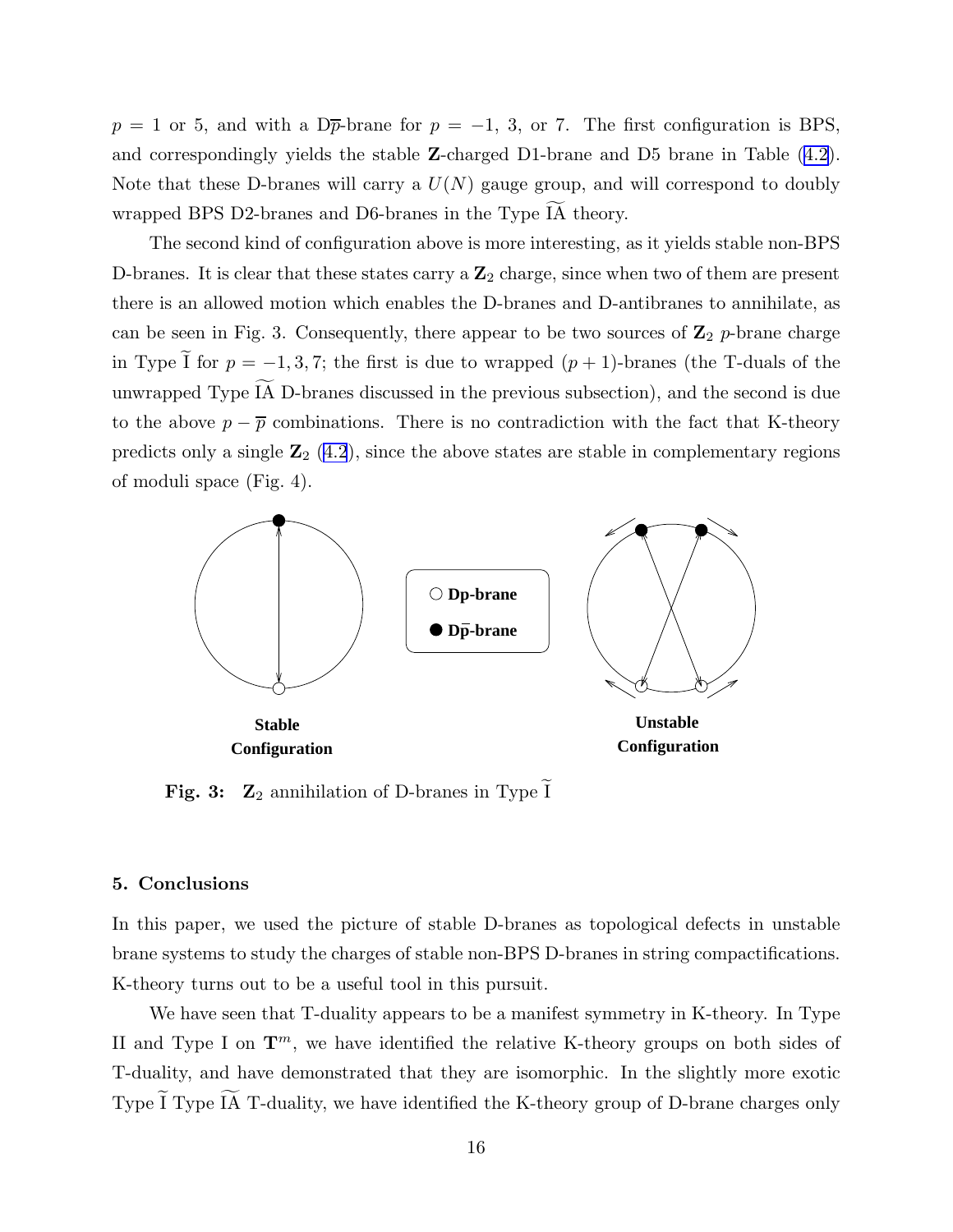$p = 1$ or 5, and with a D$\overline{p}$-brane for $p = -1$, 3, or 7. The first configuration is BPS, and correspondingly yields the stable **Z**-charged D1-brane and D5 brane in Table (4.2). Note that these D-branes will carry a $U(N)$ gauge group, and will correspond to doubly wrapped BPS D2-branes and D6-branes in the Type $\widetilde{\text{IA}}$ theory.

The second kind of configuration above is more interesting, as it yields stable non-BPS D-branes. It is clear that these states carry a $\mathbf{Z}_2$ charge, since when two of them are present there is an allowed motion which enables the D-branes and D-antibranes to annihilate, as can be seen in Fig. 3. Consequently, there appear to be two sources of $\mathbf{Z}_2$ $p$-brane charge in Type $\widetilde{\text{I}}$ for $p = -1, 3, 7$; the first is due to wrapped $(p+1)$-branes (the T-duals of the unwrapped Type $\widetilde{\text{IA}}$ D-branes discussed in the previous subsection), and the second is due to the above $p - \overline{p}$ combinations. There is no contradiction with the fact that K-theory predicts only a single $\mathbf{Z}_2$ (4.2), since the above states are stable in complementary regions of moduli space (Fig. 4).

**Fig. 3:** $\mathbf{Z}_2$ annihilation of D-branes in Type $\widetilde{\text{I}}$

## 5. Conclusions

In this paper, we used the picture of stable D-branes as topological defects in unstable brane systems to study the charges of stable non-BPS D-branes in string compactifications. K-theory turns out to be a useful tool in this pursuit.

We have seen that T-duality appears to be a manifest symmetry in K-theory. In Type II and Type I on $\mathbf{T}^m$, we have identified the relative K-theory groups on both sides of T-duality, and have demonstrated that they are isomorphic. In the slightly more exotic Type $\widetilde{\text{I}}$ Type $\widetilde{\text{IA}}$ T-duality, we have identified the K-theory group of D-brane charges only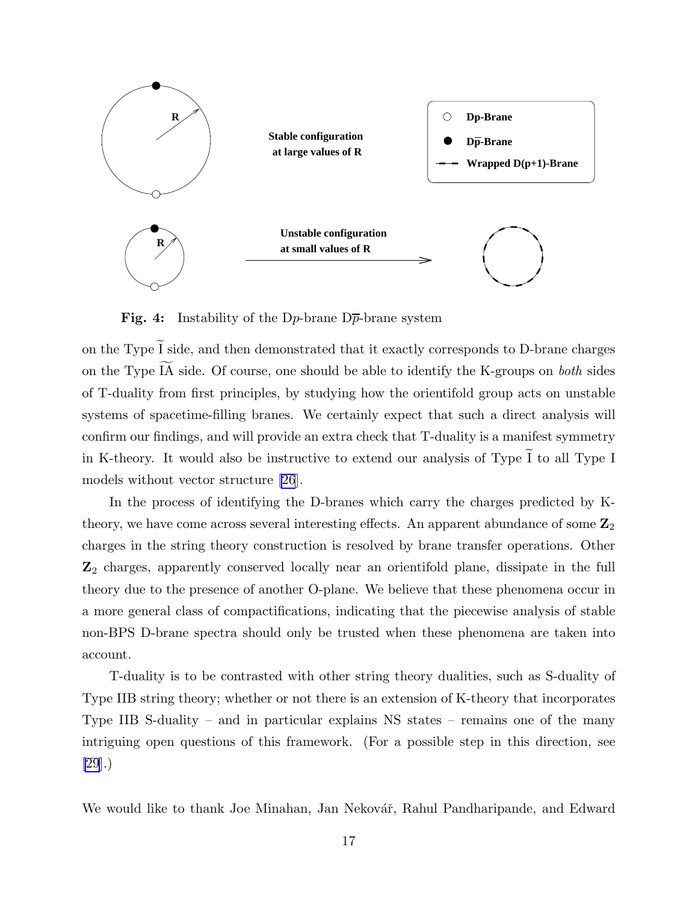**Fig. 4:** Instability of the D$p$-brane D$\overline{p}$-brane system

on the Type $\widetilde{\mathrm{I}}$ side, and then demonstrated that it exactly corresponds to D-brane charges on the Type $\widetilde{\mathrm{IA}}$ side. Of course, one should be able to identify the K-groups on *both* sides of T-duality from first principles, by studying how the orientifold group acts on unstable systems of spacetime-filling branes. We certainly expect that such a direct analysis will confirm our findings, and will provide an extra check that T-duality is a manifest symmetry in K-theory. It would also be instructive to extend our analysis of Type $\widetilde{\mathrm{I}}$ to all Type I models without vector structure [26].

In the process of identifying the D-branes which carry the charges predicted by K-theory, we have come across several interesting effects. An apparent abundance of some $\mathbf{Z}_2$ charges in the string theory construction is resolved by brane transfer operations. Other $\mathbf{Z}_2$ charges, apparently conserved locally near an orientifold plane, dissipate in the full theory due to the presence of another O-plane. We believe that these phenomena occur in a more general class of compactifications, indicating that the piecewise analysis of stable non-BPS D-brane spectra should only be trusted when these phenomena are taken into account.

T-duality is to be contrasted with other string theory dualities, such as S-duality of Type IIB string theory; whether or not there is an extension of K-theory that incorporates Type IIB S-duality – and in particular explains NS states – remains one of the many intriguing open questions of this framework. (For a possible step in this direction, see [29].)

We would like to thank Joe Minahan, Jan Nekovář, Rahul Pandharipande, and Edward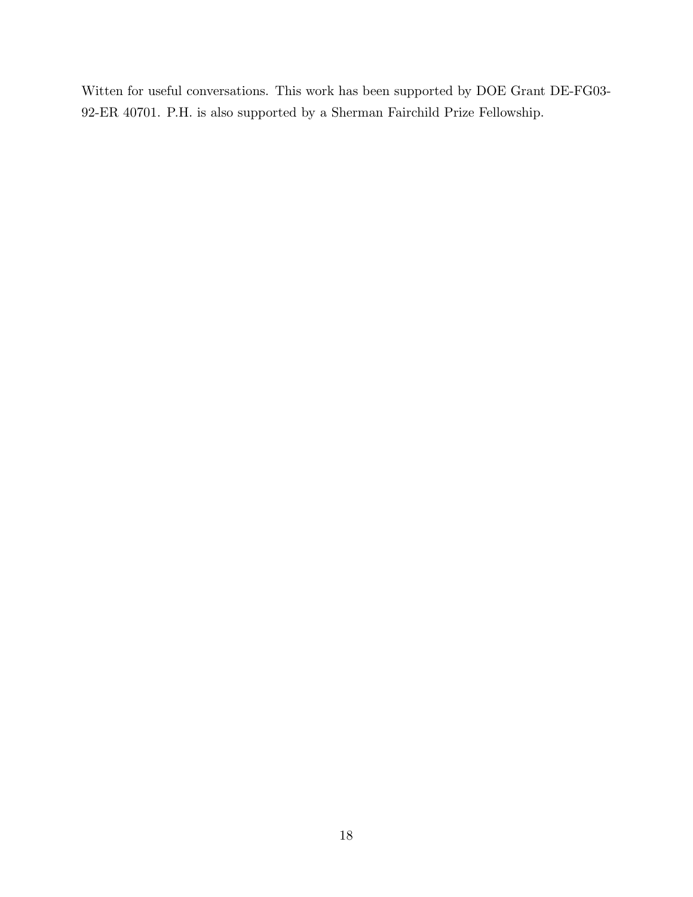Witten for useful conversations. This work has been supported by DOE Grant DE-FG03-92-ER 40701. P.H. is also supported by a Sherman Fairchild Prize Fellowship.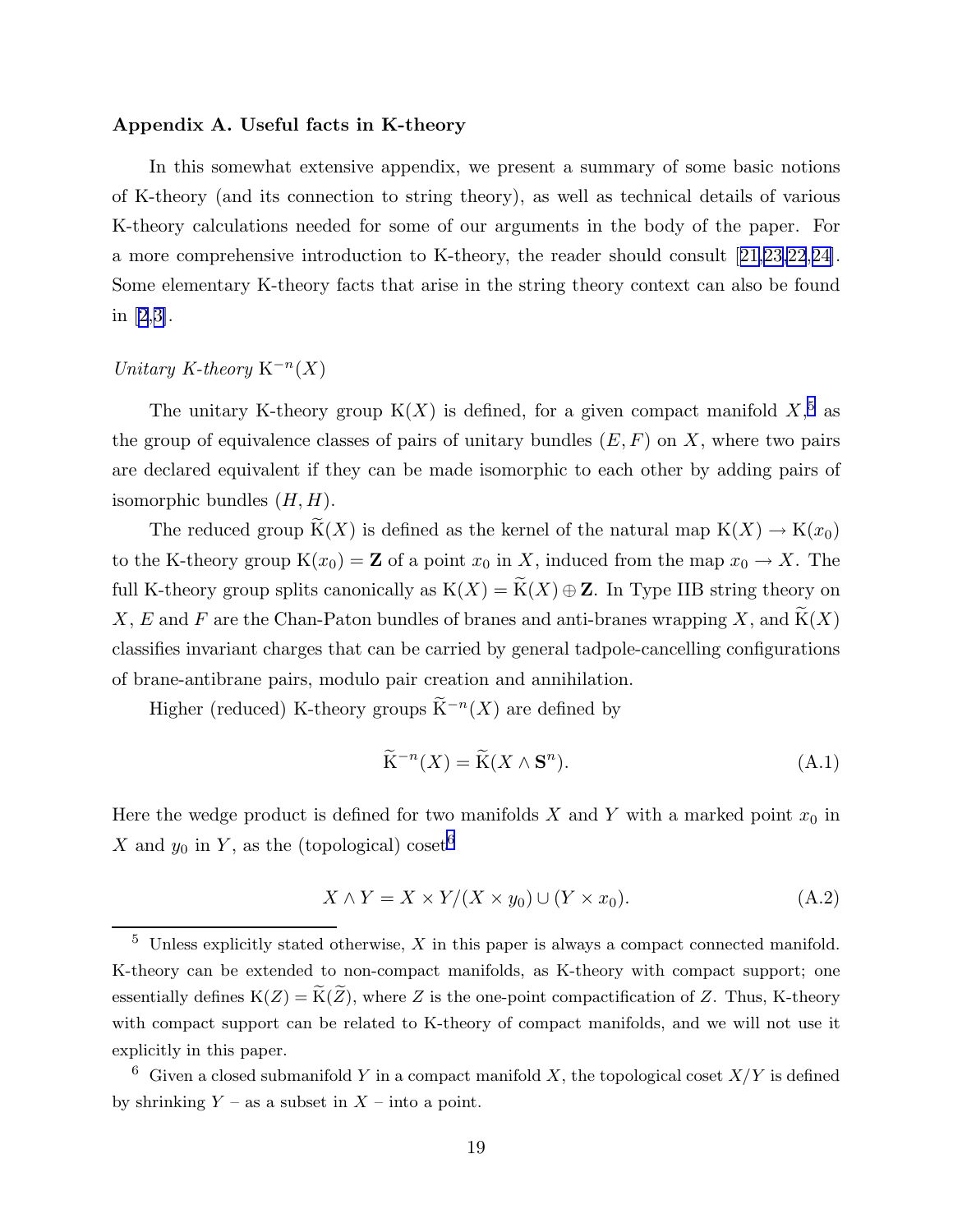### Appendix A. Useful facts in K-theory

In this somewhat extensive appendix, we present a summary of some basic notions of K-theory (and its connection to string theory), as well as technical details of various K-theory calculations needed for some of our arguments in the body of the paper. For a more comprehensive introduction to K-theory, the reader should consult [21,23,22,24]. Some elementary K-theory facts that arise in the string theory context can also be found in [2,3].

*Unitary K-theory* $\mathrm{K}^{-n}(X)$

The unitary K-theory group $\mathrm{K}(X)$ is defined, for a given compact manifold $X$,[5] as the group of equivalence classes of pairs of unitary bundles $(E,F)$ on $X$, where two pairs are declared equivalent if they can be made isomorphic to each other by adding pairs of isomorphic bundles $(H,H)$.

The reduced group $\widetilde{\mathrm{K}}(X)$ is defined as the kernel of the natural map $\mathrm{K}(X)\to\mathrm{K}(x_0)$ to the K-theory group $\mathrm{K}(x_0)=\mathbf{Z}$ of a point $x_0$ in $X$, induced from the map $x_0\to X$. The full K-theory group splits canonically as $\mathrm{K}(X)=\widetilde{\mathrm{K}}(X)\oplus\mathbf{Z}$. In Type IIB string theory on $X$, $E$ and $F$ are the Chan-Paton bundles of branes and anti-branes wrapping $X$, and $\widetilde{\mathrm{K}}(X)$ classifies invariant charges that can be carried by general tadpole-cancelling configurations of brane-antibrane pairs, modulo pair creation and annihilation.

Higher (reduced) K-theory groups $\widetilde{\mathrm{K}}^{-n}(X)$ are defined by

$$\widetilde{\mathrm{K}}^{-n}(X)=\widetilde{\mathrm{K}}(X\wedge\mathbf{S}^n). \tag{A.1}$$

Here the wedge product is defined for two manifolds $X$ and $Y$ with a marked point $x_0$ in $X$ and $y_0$ in $Y$, as the (topological) coset[6]

$$X\wedge Y=X\times Y/(X\times y_0)\cup(Y\times x_0). \tag{A.2}$$

[5] Unless explicitly stated otherwise, $X$ in this paper is always a compact connected manifold. K-theory can be extended to non-compact manifolds, as K-theory with compact support; one essentially defines $\mathrm{K}(Z)=\widetilde{\mathrm{K}}(\widetilde{Z})$, where $Z$ is the one-point compactification of $Z$. Thus, K-theory with compact support can be related to K-theory of compact manifolds, and we will not use it explicitly in this paper.

[6] Given a closed submanifold $Y$ in a compact manifold $X$, the topological coset $X/Y$ is defined by shrinking $Y$ – as a subset in $X$ – into a point.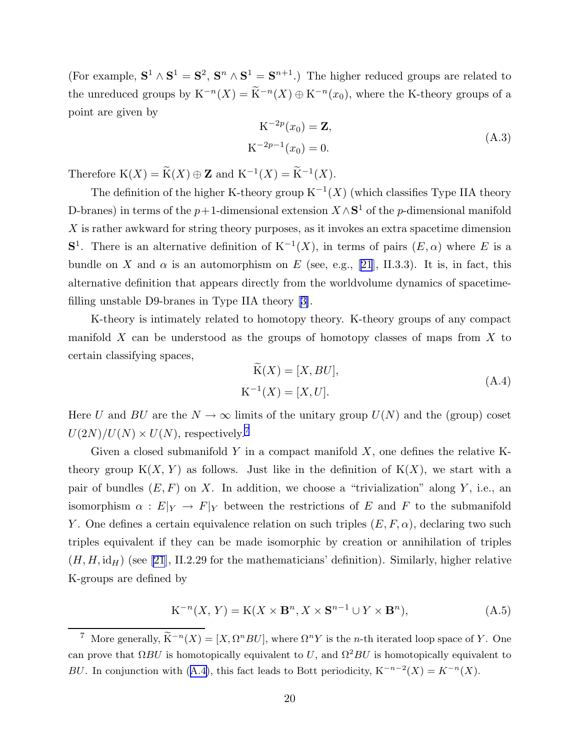(For example, $\mathbf{S}^1 \wedge \mathbf{S}^1 = \mathbf{S}^2$, $\mathbf{S}^n \wedge \mathbf{S}^1 = \mathbf{S}^{n+1}$.) The higher reduced groups are related to the unreduced groups by $\mathrm{K}^{-n}(X) = \widetilde{\mathrm{K}}^{-n}(X) \oplus \mathrm{K}^{-n}(x_0)$, where the K-theory groups of a point are given by

$$
\begin{aligned}
\mathrm{K}^{-2p}(x_0) &= \mathbf{Z}, \\
\mathrm{K}^{-2p-1}(x_0) &= 0.
\end{aligned}
\tag{A.3}
$$

Therefore $\mathrm{K}(X) = \widetilde{\mathrm{K}}(X) \oplus \mathbf{Z}$ and $\mathrm{K}^{-1}(X) = \widetilde{\mathrm{K}}^{-1}(X)$.

The definition of the higher K-theory group $\mathrm{K}^{-1}(X)$ (which classifies Type IIA theory D-branes) in terms of the $p+1$-dimensional extension $X \wedge \mathbf{S}^1$ of the $p$-dimensional manifold $X$ is rather awkward for string theory purposes, as it invokes an extra spacetime dimension $\mathbf{S}^1$. There is an alternative definition of $\mathrm{K}^{-1}(X)$, in terms of pairs $(E, \alpha)$ where $E$ is a bundle on $X$ and $\alpha$ is an automorphism on $E$ (see, e.g., [21], II.3.3). It is, in fact, this alternative definition that appears directly from the worldvolume dynamics of spacetime-filling unstable D9-branes in Type IIA theory [3].

K-theory is intimately related to homotopy theory. K-theory groups of any compact manifold $X$ can be understood as the groups of homotopy classes of maps from $X$ to certain classifying spaces,

$$
\begin{aligned}
\widetilde{\mathrm{K}}(X) &= [X, BU], \\
\mathrm{K}^{-1}(X) &= [X, U].
\end{aligned}
\tag{A.4}
$$

Here $U$ and $BU$ are the $N \to \infty$ limits of the unitary group $U(N)$ and the (group) coset $U(2N)/U(N) \times U(N)$, respectively.[7]

Given a closed submanifold $Y$ in a compact manifold $X$, one defines the relative K-theory group $\mathrm{K}(X, Y)$ as follows. Just like in the definition of $\mathrm{K}(X)$, we start with a pair of bundles $(E, F)$ on $X$. In addition, we choose a "trivialization" along $Y$, i.e., an isomorphism $\alpha : E|_Y \to F|_Y$ between the restrictions of $E$ and $F$ to the submanifold $Y$. One defines a certain equivalence relation on such triples $(E, F, \alpha)$, declaring two such triples equivalent if they can be made isomorphic by creation or annihilation of triples $(H, H, \mathrm{id}_H)$ (see [21], II.2.29 for the mathematicians' definition). Similarly, higher relative K-groups are defined by

$$
\mathrm{K}^{-n}(X, Y) = \mathrm{K}(X \times \mathbf{B}^n, X \times \mathbf{S}^{n-1} \cup Y \times \mathbf{B}^n), \tag{A.5}
$$

---

[7] More generally, $\widetilde{\mathrm{K}}^{-n}(X) = [X, \Omega^n BU]$, where $\Omega^n Y$ is the $n$-th iterated loop space of $Y$. One can prove that $\Omega BU$ is homotopically equivalent to $U$, and $\Omega^2 BU$ is homotopically equivalent to $BU$. In conjunction with (A.4), this fact leads to Bott periodicity, $\mathrm{K}^{-n-2}(X) = K^{-n}(X)$.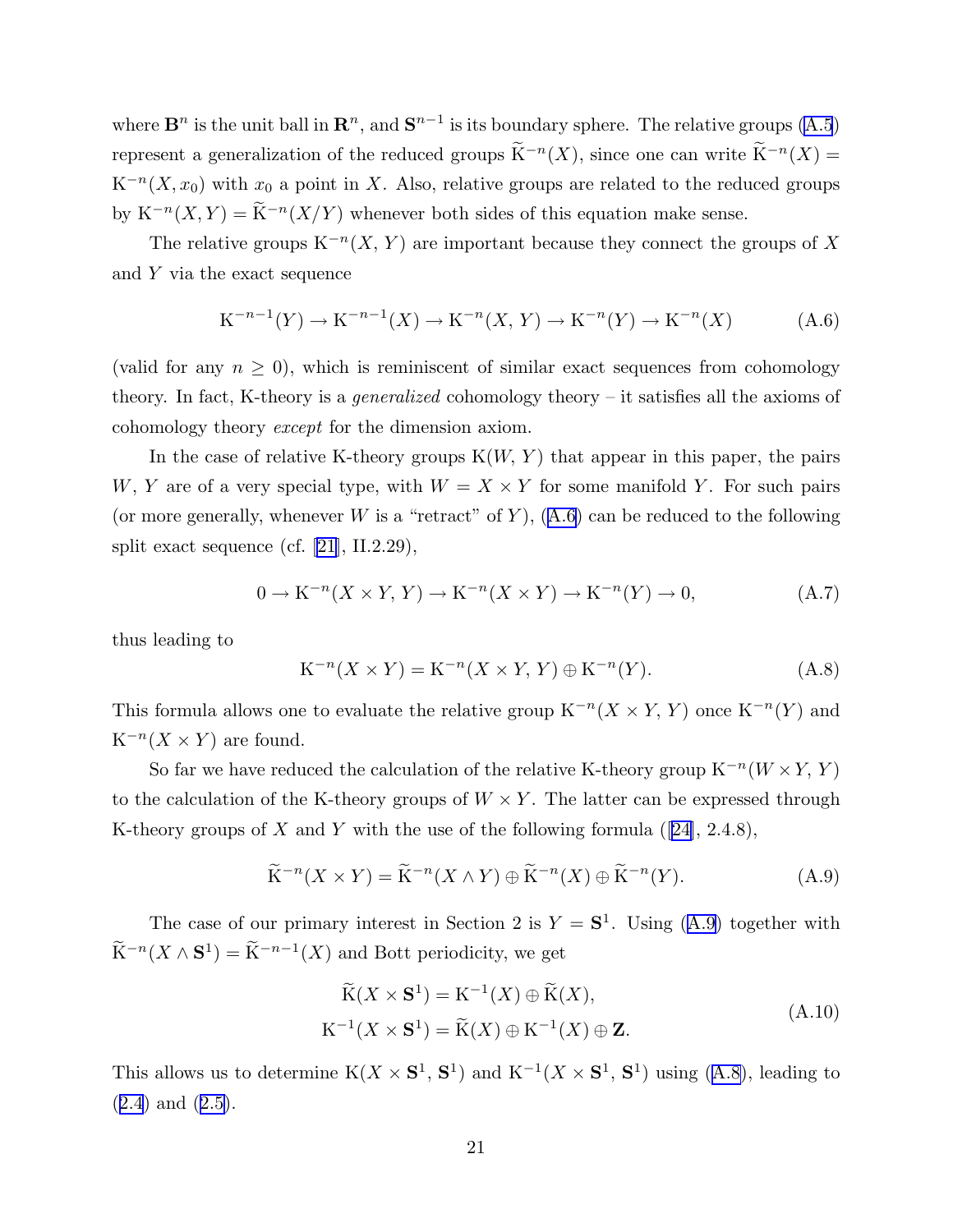where $\mathbf{B}^n$ is the unit ball in $\mathbf{R}^n$, and $\mathbf{S}^{n-1}$ is its boundary sphere. The relative groups (A.5) represent a generalization of the reduced groups $\widetilde{\mathrm{K}}^{-n}(X)$, since one can write $\widetilde{\mathrm{K}}^{-n}(X) = \mathrm{K}^{-n}(X, x_0)$ with $x_0$ a point in $X$. Also, relative groups are related to the reduced groups by $\mathrm{K}^{-n}(X, Y) = \widetilde{\mathrm{K}}^{-n}(X/Y)$ whenever both sides of this equation make sense.

The relative groups $\mathrm{K}^{-n}(X,\, Y)$ are important because they connect the groups of $X$ and $Y$ via the exact sequence

$$\mathrm{K}^{-n-1}(Y) \to \mathrm{K}^{-n-1}(X) \to \mathrm{K}^{-n}(X,\, Y) \to \mathrm{K}^{-n}(Y) \to \mathrm{K}^{-n}(X) \tag{A.6}$$

(valid for any $n \geq 0$), which is reminiscent of similar exact sequences from cohomology theory. In fact, K-theory is a *generalized* cohomology theory – it satisfies all the axioms of cohomology theory *except* for the dimension axiom.

In the case of relative K-theory groups $\mathrm{K}(W,\, Y)$ that appear in this paper, the pairs $W$, $Y$ are of a very special type, with $W = X \times Y$ for some manifold $Y$. For such pairs (or more generally, whenever $W$ is a "retract" of $Y$), (A.6) can be reduced to the following split exact sequence (cf. [21], II.2.29),

$$0 \to \mathrm{K}^{-n}(X \times Y,\, Y) \to \mathrm{K}^{-n}(X \times Y) \to \mathrm{K}^{-n}(Y) \to 0, \tag{A.7}$$

thus leading to

$$\mathrm{K}^{-n}(X \times Y) = \mathrm{K}^{-n}(X \times Y,\, Y) \oplus \mathrm{K}^{-n}(Y). \tag{A.8}$$

This formula allows one to evaluate the relative group $\mathrm{K}^{-n}(X \times Y,\, Y)$ once $\mathrm{K}^{-n}(Y)$ and $\mathrm{K}^{-n}(X \times Y)$ are found.

So far we have reduced the calculation of the relative K-theory group $\mathrm{K}^{-n}(W \times Y,\, Y)$ to the calculation of the K-theory groups of $W \times Y$. The latter can be expressed through K-theory groups of $X$ and $Y$ with the use of the following formula ([24], 2.4.8),

$$\widetilde{\mathrm{K}}^{-n}(X \times Y) = \widetilde{\mathrm{K}}^{-n}(X \wedge Y) \oplus \widetilde{\mathrm{K}}^{-n}(X) \oplus \widetilde{\mathrm{K}}^{-n}(Y). \tag{A.9}$$

The case of our primary interest in Section 2 is $Y = \mathbf{S}^1$. Using (A.9) together with $\widetilde{\mathrm{K}}^{-n}(X \wedge \mathbf{S}^1) = \widetilde{\mathrm{K}}^{-n-1}(X)$ and Bott periodicity, we get

$$\begin{aligned} \widetilde{\mathrm{K}}(X \times \mathbf{S}^1) &= \mathrm{K}^{-1}(X) \oplus \widetilde{\mathrm{K}}(X), \\ \mathrm{K}^{-1}(X \times \mathbf{S}^1) &= \widetilde{\mathrm{K}}(X) \oplus \mathrm{K}^{-1}(X) \oplus \mathbf{Z}. \end{aligned} \tag{A.10}$$

This allows us to determine $\mathrm{K}(X \times \mathbf{S}^1,\, \mathbf{S}^1)$ and $\mathrm{K}^{-1}(X \times \mathbf{S}^1,\, \mathbf{S}^1)$ using (A.8), leading to (2.4) and (2.5).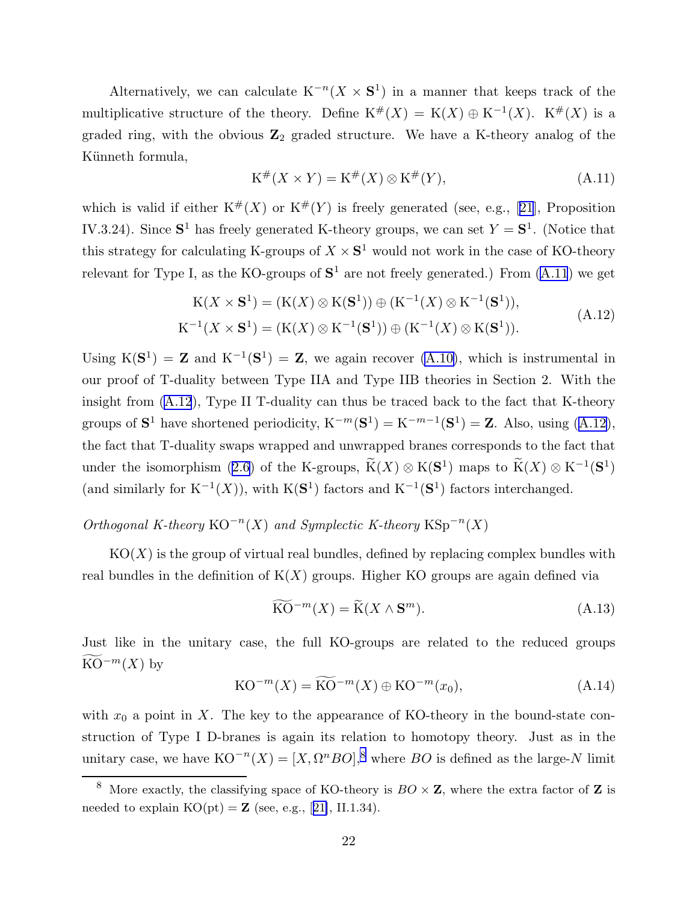Alternatively, we can calculate $\mathrm{K}^{-n}(X \times \mathbf{S}^1)$ in a manner that keeps track of the multiplicative structure of the theory. Define $\mathrm{K}^{\#}(X) = \mathrm{K}(X) \oplus \mathrm{K}^{-1}(X)$. $\mathrm{K}^{\#}(X)$ is a graded ring, with the obvious $\mathbf{Z}_2$ graded structure. We have a K-theory analog of the Künneth formula,

$$\mathrm{K}^{\#}(X \times Y) = \mathrm{K}^{\#}(X) \otimes \mathrm{K}^{\#}(Y), \tag{A.11}$$

which is valid if either $\mathrm{K}^{\#}(X)$ or $\mathrm{K}^{\#}(Y)$ is freely generated (see, e.g., [21], Proposition IV.3.24). Since $\mathbf{S}^1$ has freely generated K-theory groups, we can set $Y = \mathbf{S}^1$. (Notice that this strategy for calculating K-groups of $X \times \mathbf{S}^1$ would not work in the case of KO-theory relevant for Type I, as the KO-groups of $\mathbf{S}^1$ are not freely generated.) From (A.11) we get

$$\begin{aligned}
\mathrm{K}(X \times \mathbf{S}^1) &= (\mathrm{K}(X) \otimes \mathrm{K}(\mathbf{S}^1)) \oplus (\mathrm{K}^{-1}(X) \otimes \mathrm{K}^{-1}(\mathbf{S}^1)), \\
\mathrm{K}^{-1}(X \times \mathbf{S}^1) &= (\mathrm{K}(X) \otimes \mathrm{K}^{-1}(\mathbf{S}^1)) \oplus (\mathrm{K}^{-1}(X) \otimes \mathrm{K}(\mathbf{S}^1)).
\end{aligned} \tag{A.12}$$

Using $\mathrm{K}(\mathbf{S}^1) = \mathbf{Z}$ and $\mathrm{K}^{-1}(\mathbf{S}^1) = \mathbf{Z}$, we again recover (A.10), which is instrumental in our proof of T-duality between Type IIA and Type IIB theories in Section 2. With the insight from (A.12), Type II T-duality can thus be traced back to the fact that K-theory groups of $\mathbf{S}^1$ have shortened periodicity, $\mathrm{K}^{-m}(\mathbf{S}^1) = \mathrm{K}^{-m-1}(\mathbf{S}^1) = \mathbf{Z}$. Also, using (A.12), the fact that T-duality swaps wrapped and unwrapped branes corresponds to the fact that under the isomorphism (2.6) of the K-groups, $\widetilde{\mathrm{K}}(X) \otimes \mathrm{K}(\mathbf{S}^1)$ maps to $\widetilde{\mathrm{K}}(X) \otimes \mathrm{K}^{-1}(\mathbf{S}^1)$ (and similarly for $\mathrm{K}^{-1}(X)$), with $\mathrm{K}(\mathbf{S}^1)$ factors and $\mathrm{K}^{-1}(\mathbf{S}^1)$ factors interchanged.

*Orthogonal K-theory* $\mathrm{KO}^{-n}(X)$ *and Symplectic K-theory* $\mathrm{KSp}^{-n}(X)$

$\mathrm{KO}(X)$ is the group of virtual real bundles, defined by replacing complex bundles with real bundles in the definition of $\mathrm{K}(X)$ groups. Higher KO groups are again defined via

$$\widetilde{\mathrm{KO}}^{-m}(X) = \widetilde{\mathrm{K}}(X \wedge \mathbf{S}^m). \tag{A.13}$$

Just like in the unitary case, the full KO-groups are related to the reduced groups $\widetilde{\mathrm{KO}}^{-m}(X)$ by

$$\mathrm{KO}^{-m}(X) = \widetilde{\mathrm{KO}}^{-m}(X) \oplus \mathrm{KO}^{-m}(x_0), \tag{A.14}$$

with $x_0$ a point in $X$. The key to the appearance of KO-theory in the bound-state construction of Type I D-branes is again its relation to homotopy theory. Just as in the unitary case, we have $\mathrm{KO}^{-n}(X) = [X, \Omega^n BO]$,[8] where $BO$ is defined as the large-$N$ limit

[8] More exactly, the classifying space of KO-theory is $BO \times \mathbf{Z}$, where the extra factor of $\mathbf{Z}$ is needed to explain $\mathrm{KO}(\mathrm{pt}) = \mathbf{Z}$ (see, e.g., [21], II.1.34).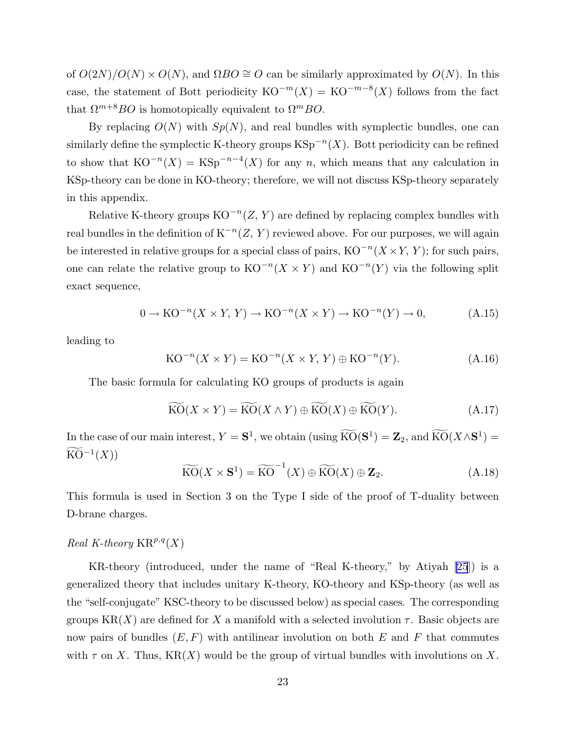of $O(2N)/O(N) \times O(N)$, and $\Omega BO \cong O$ can be similarly approximated by $O(N)$. In this case, the statement of Bott periodicity $\mathrm{KO}^{-m}(X) = \mathrm{KO}^{-m-8}(X)$ follows from the fact that $\Omega^{m+8}BO$ is homotopically equivalent to $\Omega^{m}BO$.

By replacing $O(N)$ with $Sp(N)$, and real bundles with symplectic bundles, one can similarly define the symplectic K-theory groups $\mathrm{KSp}^{-n}(X)$. Bott periodicity can be refined to show that $\mathrm{KO}^{-n}(X) = \mathrm{KSp}^{-n-4}(X)$ for any $n$, which means that any calculation in KSp-theory can be done in KO-theory; therefore, we will not discuss KSp-theory separately in this appendix.

Relative K-theory groups $\mathrm{KO}^{-n}(Z, Y)$ are defined by replacing complex bundles with real bundles in the definition of $\mathrm{K}^{-n}(Z, Y)$ reviewed above. For our purposes, we will again be interested in relative groups for a special class of pairs, $\mathrm{KO}^{-n}(X \times Y, Y)$; for such pairs, one can relate the relative group to $\mathrm{KO}^{-n}(X \times Y)$ and $\mathrm{KO}^{-n}(Y)$ via the following split exact sequence,

$$0 \to \mathrm{KO}^{-n}(X \times Y, Y) \to \mathrm{KO}^{-n}(X \times Y) \to \mathrm{KO}^{-n}(Y) \to 0, \tag{A.15}$$

leading to

$$\mathrm{KO}^{-n}(X \times Y) = \mathrm{KO}^{-n}(X \times Y, Y) \oplus \mathrm{KO}^{-n}(Y). \tag{A.16}$$

The basic formula for calculating KO groups of products is again

$$\widetilde{\mathrm{KO}}(X \times Y) = \widetilde{\mathrm{KO}}(X \wedge Y) \oplus \widetilde{\mathrm{KO}}(X) \oplus \widetilde{\mathrm{KO}}(Y). \tag{A.17}$$

In the case of our main interest, $Y = \mathbf{S}^1$, we obtain (using $\widetilde{\mathrm{KO}}(\mathbf{S}^1) = \mathbf{Z}_2$, and $\widetilde{\mathrm{KO}}(X \wedge \mathbf{S}^1) = \widetilde{\mathrm{KO}}^{-1}(X)$)

$$\widetilde{\mathrm{KO}}(X \times \mathbf{S}^1) = \widetilde{\mathrm{KO}}^{-1}(X) \oplus \widetilde{\mathrm{KO}}(X) \oplus \mathbf{Z}_2. \tag{A.18}$$

This formula is used in Section 3 on the Type I side of the proof of T-duality between D-brane charges.

*Real K-theory* $\mathrm{KR}^{p,q}(X)$

KR-theory (introduced, under the name of "Real K-theory," by Atiyah [25]) is a generalized theory that includes unitary K-theory, KO-theory and KSp-theory (as well as the "self-conjugate" KSC-theory to be discussed below) as special cases. The corresponding groups $\mathrm{KR}(X)$ are defined for $X$ a manifold with a selected involution $\tau$. Basic objects are now pairs of bundles $(E, F)$ with antilinear involution on both $E$ and $F$ that commutes with $\tau$ on $X$. Thus, $\mathrm{KR}(X)$ would be the group of virtual bundles with involutions on $X$.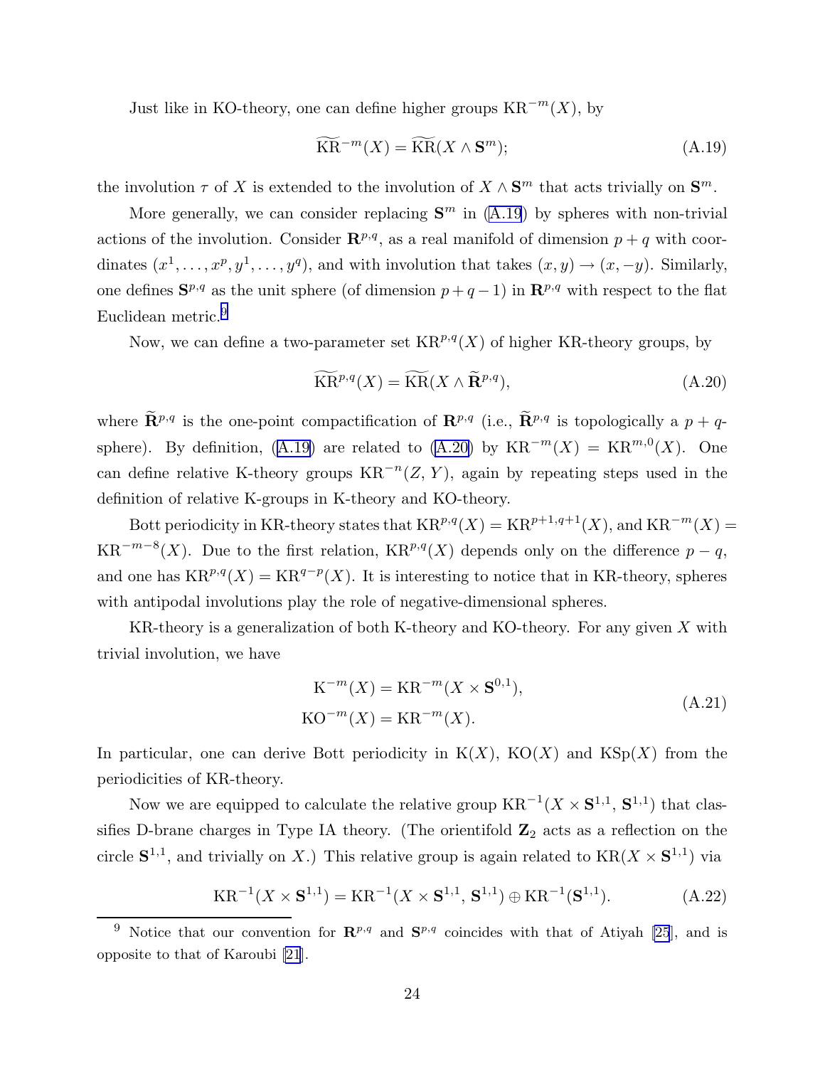Just like in KO-theory, one can define higher groups $\mathrm{KR}^{-m}(X)$, by

$$\widetilde{\mathrm{KR}}^{-m}(X) = \widetilde{\mathrm{KR}}(X \wedge \mathbf{S}^m); \tag{A.19}$$

the involution $\tau$ of $X$ is extended to the involution of $X \wedge \mathbf{S}^m$ that acts trivially on $\mathbf{S}^m$.

More generally, we can consider replacing $\mathbf{S}^m$ in (A.19) by spheres with non-trivial actions of the involution. Consider $\mathbf{R}^{p,q}$, as a real manifold of dimension $p+q$ with coordinates $(x^1, \ldots, x^p, y^1, \ldots, y^q)$, and with involution that takes $(x, y) \to (x, -y)$. Similarly, one defines $\mathbf{S}^{p,q}$ as the unit sphere (of dimension $p+q-1$) in $\mathbf{R}^{p,q}$ with respect to the flat Euclidean metric.[9]

Now, we can define a two-parameter set $\mathrm{KR}^{p,q}(X)$ of higher KR-theory groups, by

$$\widetilde{\mathrm{KR}}^{p,q}(X) = \widetilde{\mathrm{KR}}(X \wedge \widetilde{\mathbf{R}}^{p,q}), \tag{A.20}$$

where $\widetilde{\mathbf{R}}^{p,q}$ is the one-point compactification of $\mathbf{R}^{p,q}$ (i.e., $\widetilde{\mathbf{R}}^{p,q}$ is topologically a $p+q$-sphere). By definition, (A.19) are related to (A.20) by $\mathrm{KR}^{-m}(X) = \mathrm{KR}^{m,0}(X)$. One can define relative K-theory groups $\mathrm{KR}^{-n}(Z, Y)$, again by repeating steps used in the definition of relative K-groups in K-theory and KO-theory.

Bott periodicity in KR-theory states that $\mathrm{KR}^{p,q}(X) = \mathrm{KR}^{p+1,q+1}(X)$, and $\mathrm{KR}^{-m}(X) = \mathrm{KR}^{-m-8}(X)$. Due to the first relation, $\mathrm{KR}^{p,q}(X)$ depends only on the difference $p-q$, and one has $\mathrm{KR}^{p,q}(X) = \mathrm{KR}^{q-p}(X)$. It is interesting to notice that in KR-theory, spheres with antipodal involutions play the role of negative-dimensional spheres.

KR-theory is a generalization of both K-theory and KO-theory. For any given $X$ with trivial involution, we have

$$\begin{aligned} \mathrm{K}^{-m}(X) &= \mathrm{KR}^{-m}(X \times \mathbf{S}^{0,1}), \\ \mathrm{KO}^{-m}(X) &= \mathrm{KR}^{-m}(X). \end{aligned} \tag{A.21}$$

In particular, one can derive Bott periodicity in $\mathrm{K}(X)$, $\mathrm{KO}(X)$ and $\mathrm{KSp}(X)$ from the periodicities of KR-theory.

Now we are equipped to calculate the relative group $\mathrm{KR}^{-1}(X \times \mathbf{S}^{1,1}, \mathbf{S}^{1,1})$ that classifies D-brane charges in Type IA theory. (The orientifold $\mathbf{Z}_2$ acts as a reflection on the circle $\mathbf{S}^{1,1}$, and trivially on $X$.) This relative group is again related to $\mathrm{KR}(X \times \mathbf{S}^{1,1})$ via

$$\mathrm{KR}^{-1}(X \times \mathbf{S}^{1,1}) = \mathrm{KR}^{-1}(X \times \mathbf{S}^{1,1}, \mathbf{S}^{1,1}) \oplus \mathrm{KR}^{-1}(\mathbf{S}^{1,1}). \tag{A.22}$$

[9] Notice that our convention for $\mathbf{R}^{p,q}$ and $\mathbf{S}^{p,q}$ coincides with that of Atiyah [25], and is opposite to that of Karoubi [21].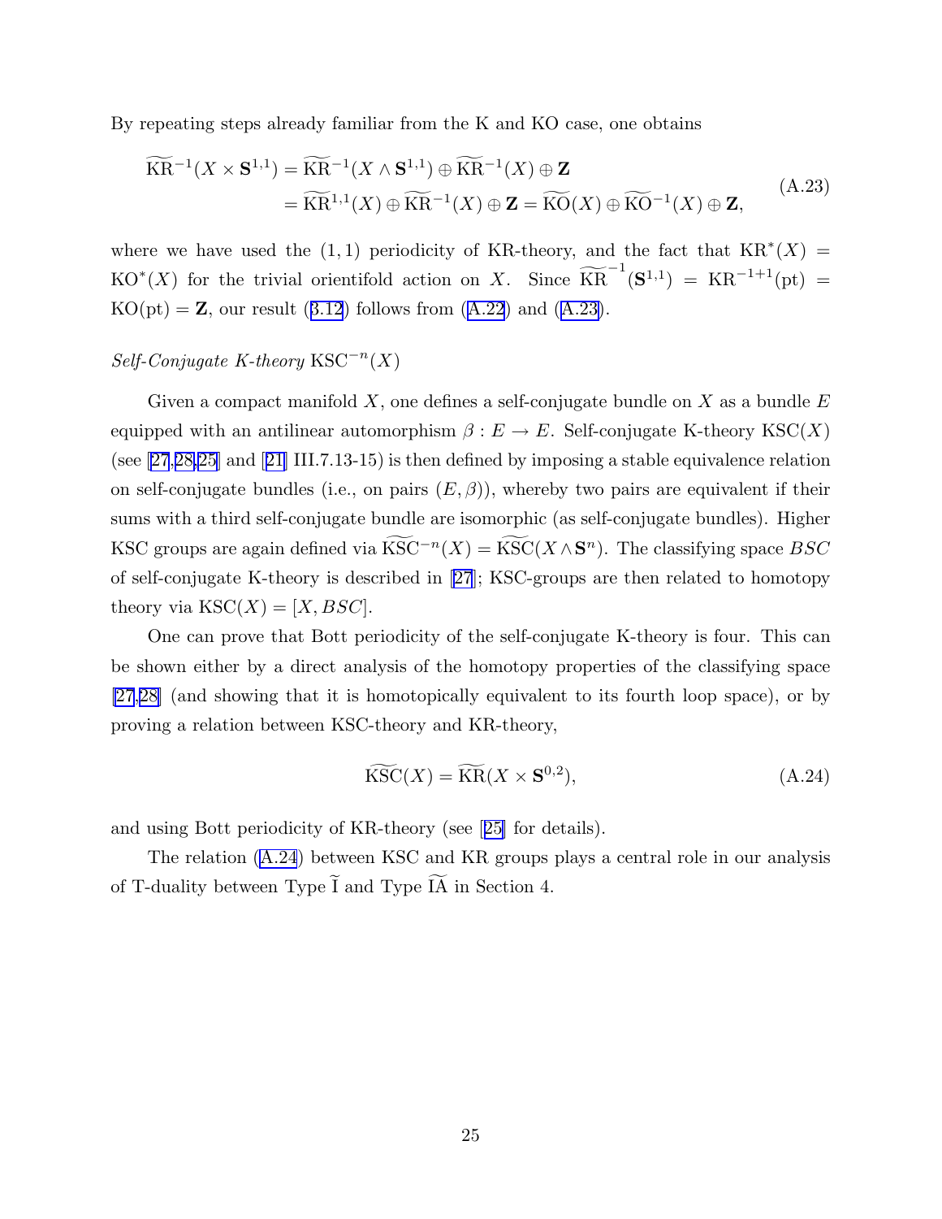By repeating steps already familiar from the K and KO case, one obtains

$$
\begin{aligned}
\widetilde{\mathrm{KR}}^{-1}(X \times \mathbf{S}^{1,1}) &= \widetilde{\mathrm{KR}}^{-1}(X \wedge \mathbf{S}^{1,1}) \oplus \widetilde{\mathrm{KR}}^{-1}(X) \oplus \mathbf{Z} \\
&= \widetilde{\mathrm{KR}}^{1,1}(X) \oplus \widetilde{\mathrm{KR}}^{-1}(X) \oplus \mathbf{Z} = \widetilde{\mathrm{KO}}(X) \oplus \widetilde{\mathrm{KO}}^{-1}(X) \oplus \mathbf{Z},
\end{aligned}
\tag{A.23}
$$

where we have used the $(1,1)$ periodicity of KR-theory, and the fact that $\mathrm{KR}^*(X) = \mathrm{KO}^*(X)$ for the trivial orientifold action on $X$. Since $\widetilde{\mathrm{KR}}^{-1}(\mathbf{S}^{1,1}) = \mathrm{KR}^{-1+1}(\mathrm{pt}) = \mathrm{KO}(\mathrm{pt}) = \mathbf{Z}$, our result (3.12) follows from (A.22) and (A.23).

*Self-Conjugate K-theory* $\mathrm{KSC}^{-n}(X)$

Given a compact manifold $X$, one defines a self-conjugate bundle on $X$ as a bundle $E$ equipped with an antilinear automorphism $\beta : E \to E$. Self-conjugate K-theory $\mathrm{KSC}(X)$ (see [27,28,25] and [21] III.7.13-15) is then defined by imposing a stable equivalence relation on self-conjugate bundles (i.e., on pairs $(E, \beta)$), whereby two pairs are equivalent if their sums with a third self-conjugate bundle are isomorphic (as self-conjugate bundles). Higher KSC groups are again defined via $\widetilde{\mathrm{KSC}}^{-n}(X) = \widetilde{\mathrm{KSC}}(X \wedge \mathbf{S}^n)$. The classifying space $BSC$ of self-conjugate K-theory is described in [27]; KSC-groups are then related to homotopy theory via $\mathrm{KSC}(X) = [X, BSC]$.

One can prove that Bott periodicity of the self-conjugate K-theory is four. This can be shown either by a direct analysis of the homotopy properties of the classifying space [27,28] (and showing that it is homotopically equivalent to its fourth loop space), or by proving a relation between KSC-theory and KR-theory,

$$
\widetilde{\mathrm{KSC}}(X) = \widetilde{\mathrm{KR}}(X \times \mathbf{S}^{0,2}),
\tag{A.24}
$$

and using Bott periodicity of KR-theory (see [25] for details).

The relation (A.24) between KSC and KR groups plays a central role in our analysis of T-duality between Type $\widetilde{\mathrm{I}}$ and Type $\widetilde{\mathrm{IA}}$ in Section 4.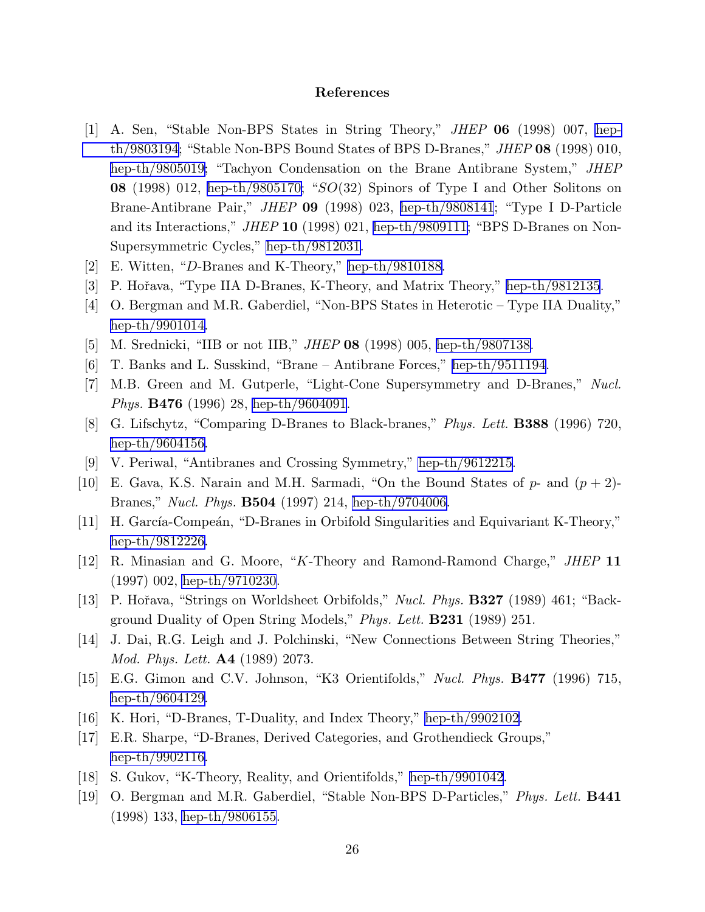## References

[1] A. Sen, "Stable Non-BPS States in String Theory," *JHEP* **06** (1998) 007, hep-th/9803194; "Stable Non-BPS Bound States of BPS D-Branes," *JHEP* **08** (1998) 010, hep-th/9805019; "Tachyon Condensation on the Brane Antibrane System," *JHEP* **08** (1998) 012, hep-th/9805170; "$SO(32)$ Spinors of Type I and Other Solitons on Brane-Antibrane Pair," *JHEP* **09** (1998) 023, hep-th/9808141; "Type I D-Particle and its Interactions," *JHEP* **10** (1998) 021, hep-th/9809111; "BPS D-Branes on Non-Supersymmetric Cycles," hep-th/9812031.

[2] E. Witten, "*D*-Branes and K-Theory," hep-th/9810188.

[3] P. Hořava, "Type IIA D-Branes, K-Theory, and Matrix Theory," hep-th/9812135.

[4] O. Bergman and M.R. Gaberdiel, "Non-BPS States in Heterotic – Type IIA Duality," hep-th/9901014.

[5] M. Srednicki, "IIB or not IIB," *JHEP* **08** (1998) 005, hep-th/9807138.

[6] T. Banks and L. Susskind, "Brane – Antibrane Forces," hep-th/9511194.

[7] M.B. Green and M. Gutperle, "Light-Cone Supersymmetry and D-Branes," *Nucl. Phys.* **B476** (1996) 28, hep-th/9604091.

[8] G. Lifschytz, "Comparing D-Branes to Black-branes," *Phys. Lett.* **B388** (1996) 720, hep-th/9604156.

[9] V. Periwal, "Antibranes and Crossing Symmetry," hep-th/9612215.

[10] E. Gava, K.S. Narain and M.H. Sarmadi, "On the Bound States of $p$- and $(p+2)$-Branes," *Nucl. Phys.* **B504** (1997) 214, hep-th/9704006.

[11] H. García-Compeán, "D-Branes in Orbifold Singularities and Equivariant K-Theory," hep-th/9812226.

[12] R. Minasian and G. Moore, "*K*-Theory and Ramond-Ramond Charge," *JHEP* **11** (1997) 002, hep-th/9710230.

[13] P. Hořava, "Strings on Worldsheet Orbifolds," *Nucl. Phys.* **B327** (1989) 461; "Background Duality of Open String Models," *Phys. Lett.* **B231** (1989) 251.

[14] J. Dai, R.G. Leigh and J. Polchinski, "New Connections Between String Theories," *Mod. Phys. Lett.* **A4** (1989) 2073.

[15] E.G. Gimon and C.V. Johnson, "K3 Orientifolds," *Nucl. Phys.* **B477** (1996) 715, hep-th/9604129.

[16] K. Hori, "D-Branes, T-Duality, and Index Theory," hep-th/9902102.

[17] E.R. Sharpe, "D-Branes, Derived Categories, and Grothendieck Groups," hep-th/9902116.

[18] S. Gukov, "K-Theory, Reality, and Orientifolds," hep-th/9901042.

[19] O. Bergman and M.R. Gaberdiel, "Stable Non-BPS D-Particles," *Phys. Lett.* **B441** (1998) 133, hep-th/9806155.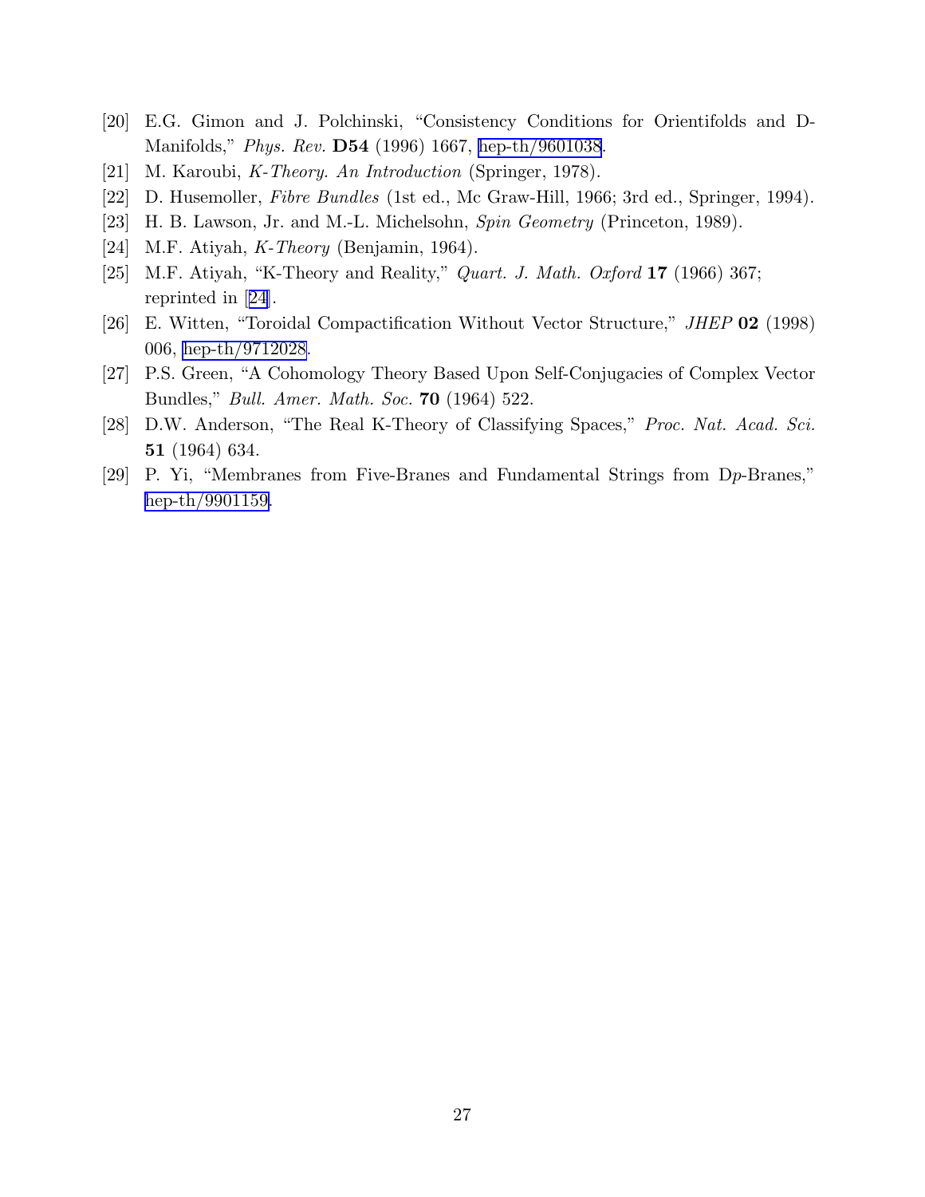[20] E.G. Gimon and J. Polchinski, "Consistency Conditions for Orientifolds and D-Manifolds," *Phys. Rev.* **D54** (1996) 1667, hep-th/9601038.

[21] M. Karoubi, *K-Theory. An Introduction* (Springer, 1978).

[22] D. Husemoller, *Fibre Bundles* (1st ed., Mc Graw-Hill, 1966; 3rd ed., Springer, 1994).

[23] H. B. Lawson, Jr. and M.-L. Michelsohn, *Spin Geometry* (Princeton, 1989).

[24] M.F. Atiyah, *K-Theory* (Benjamin, 1964).

[25] M.F. Atiyah, "K-Theory and Reality," *Quart. J. Math. Oxford* **17** (1966) 367; reprinted in [24].

[26] E. Witten, "Toroidal Compactification Without Vector Structure," *JHEP* **02** (1998) 006, hep-th/9712028.

[27] P.S. Green, "A Cohomology Theory Based Upon Self-Conjugacies of Complex Vector Bundles," *Bull. Amer. Math. Soc.* **70** (1964) 522.

[28] D.W. Anderson, "The Real K-Theory of Classifying Spaces," *Proc. Nat. Acad. Sci.* **51** (1964) 634.

[29] P. Yi, "Membranes from Five-Branes and Fundamental Strings from D$p$-Branes," hep-th/9901159.